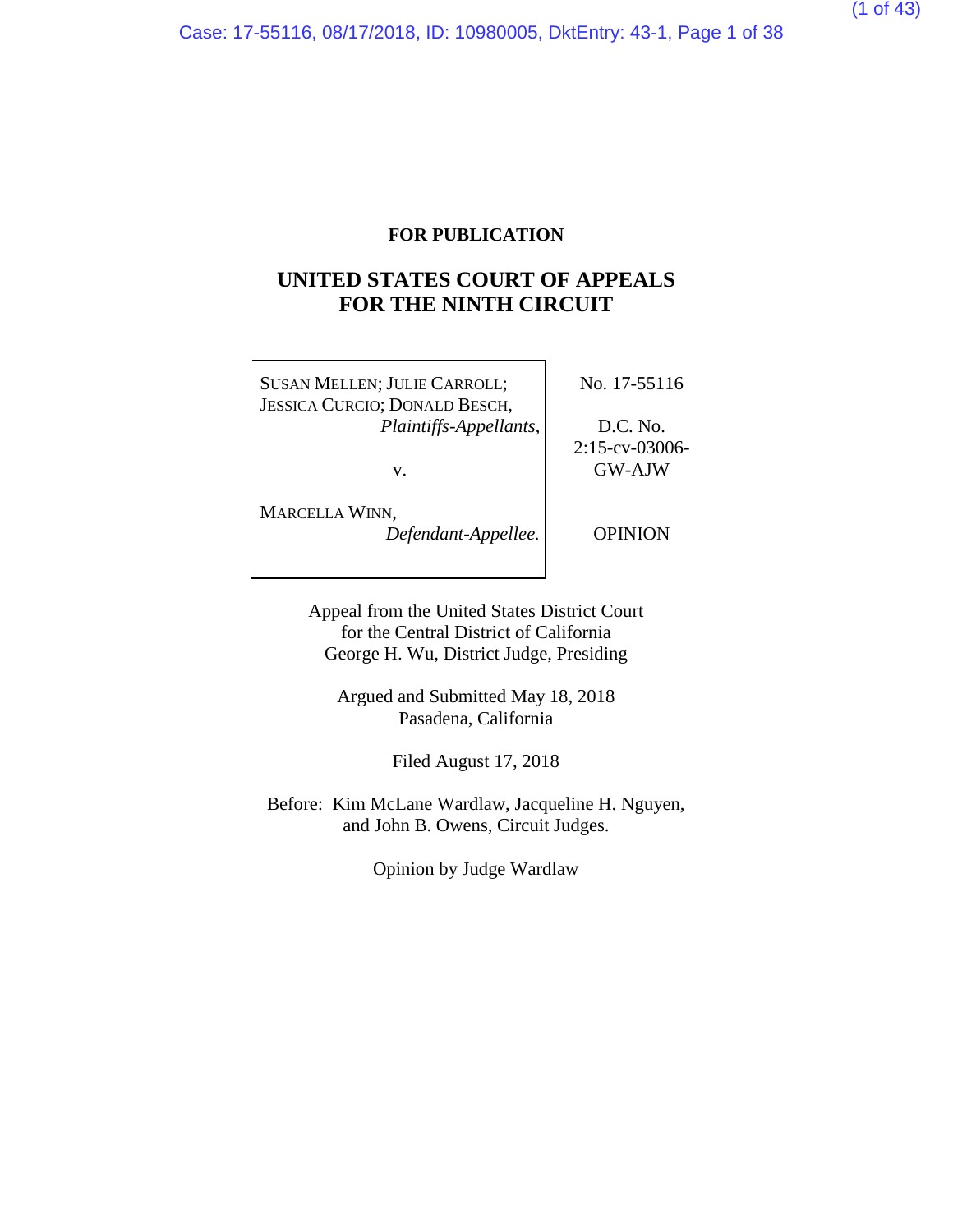**FOR PUBLICATION**

# UNITED STATES COURT OF APPEALS FOR THE NINTH CIRCUIT

| | |
|---|---|
| SUSAN MELLEN; JULIE CARROLL; JESSICA CURCIO; DONALD BESCH, *Plaintiffs-Appellants*, | No. 17-55116 |
| v. | D.C. No. 2:15-cv-03006-GW-AJW |
| MARCELLA WINN, *Defendant-Appellee.* | OPINION |

Appeal from the United States District Court
for the Central District of California
George H. Wu, District Judge, Presiding

Argued and Submitted May 18, 2018
Pasadena, California

Filed August 17, 2018

Before: Kim McLane Wardlaw, Jacqueline H. Nguyen, and John B. Owens, Circuit Judges.

Opinion by Judge Wardlaw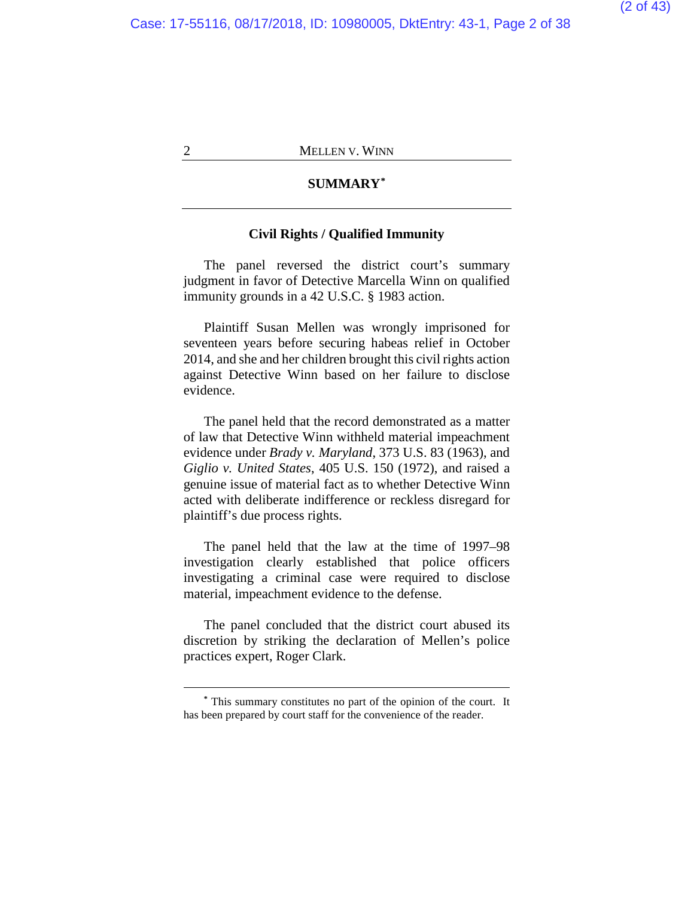## SUMMARY[*]

### Civil Rights / Qualified Immunity

The panel reversed the district court's summary judgment in favor of Detective Marcella Winn on qualified immunity grounds in a 42 U.S.C. § 1983 action.

Plaintiff Susan Mellen was wrongly imprisoned for seventeen years before securing habeas relief in October 2014, and she and her children brought this civil rights action against Detective Winn based on her failure to disclose evidence.

The panel held that the record demonstrated as a matter of law that Detective Winn withheld material impeachment evidence under *Brady v. Maryland*, 373 U.S. 83 (1963), and *Giglio v. United States*, 405 U.S. 150 (1972), and raised a genuine issue of material fact as to whether Detective Winn acted with deliberate indifference or reckless disregard for plaintiff's due process rights.

The panel held that the law at the time of 1997–98 investigation clearly established that police officers investigating a criminal case were required to disclose material, impeachment evidence to the defense.

The panel concluded that the district court abused its discretion by striking the declaration of Mellen's police practices expert, Roger Clark.

---

[*] This summary constitutes no part of the opinion of the court. It has been prepared by court staff for the convenience of the reader.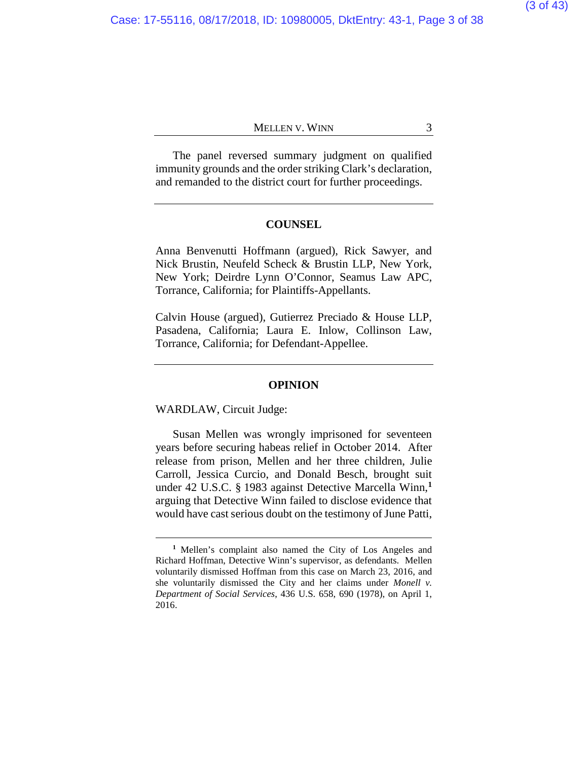The panel reversed summary judgment on qualified immunity grounds and the order striking Clark's declaration, and remanded to the district court for further proceedings.

---

## COUNSEL

Anna Benvenutti Hoffmann (argued), Rick Sawyer, and Nick Brustin, Neufeld Scheck & Brustin LLP, New York, New York; Deirdre Lynn O'Connor, Seamus Law APC, Torrance, California; for Plaintiffs-Appellants.

Calvin House (argued), Gutierrez Preciado & House LLP, Pasadena, California; Laura E. Inlow, Collinson Law, Torrance, California; for Defendant-Appellee.

---

## OPINION

WARDLAW, Circuit Judge:

Susan Mellen was wrongly imprisoned for seventeen years before securing habeas relief in October 2014. After release from prison, Mellen and her three children, Julie Carroll, Jessica Curcio, and Donald Besch, brought suit under 42 U.S.C. § 1983 against Detective Marcella Winn,[1] arguing that Detective Winn failed to disclose evidence that would have cast serious doubt on the testimony of June Patti,

---

[1] Mellen's complaint also named the City of Los Angeles and Richard Hoffman, Detective Winn's supervisor, as defendants. Mellen voluntarily dismissed Hoffman from this case on March 23, 2016, and she voluntarily dismissed the City and her claims under *Monell v. Department of Social Services*, 436 U.S. 658, 690 (1978), on April 1, 2016.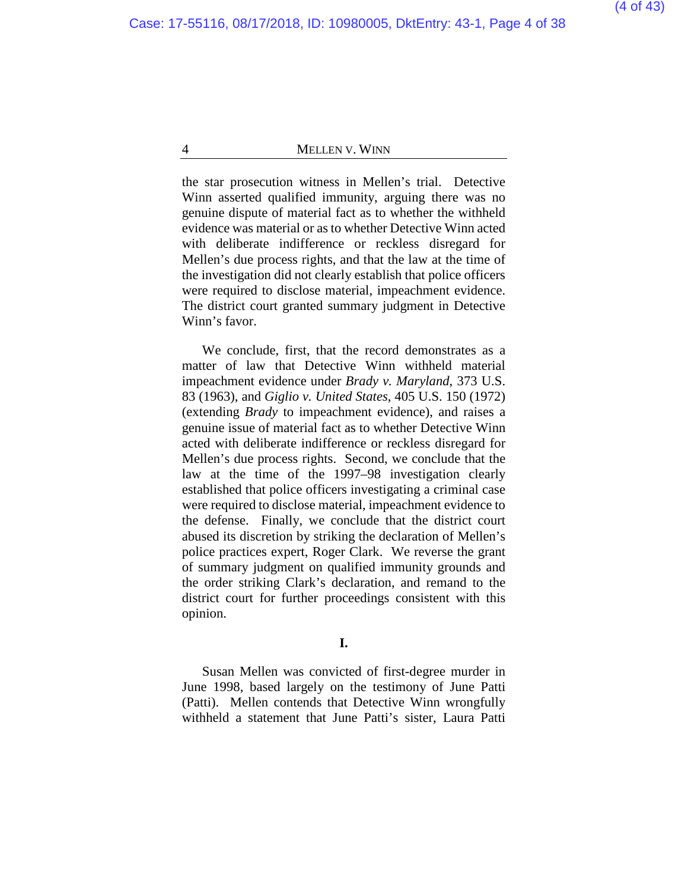the star prosecution witness in Mellen's trial. Detective Winn asserted qualified immunity, arguing there was no genuine dispute of material fact as to whether the withheld evidence was material or as to whether Detective Winn acted with deliberate indifference or reckless disregard for Mellen's due process rights, and that the law at the time of the investigation did not clearly establish that police officers were required to disclose material, impeachment evidence. The district court granted summary judgment in Detective Winn's favor.

We conclude, first, that the record demonstrates as a matter of law that Detective Winn withheld material impeachment evidence under *Brady v. Maryland*, 373 U.S. 83 (1963), and *Giglio v. United States*, 405 U.S. 150 (1972) (extending *Brady* to impeachment evidence), and raises a genuine issue of material fact as to whether Detective Winn acted with deliberate indifference or reckless disregard for Mellen's due process rights. Second, we conclude that the law at the time of the 1997–98 investigation clearly established that police officers investigating a criminal case were required to disclose material, impeachment evidence to the defense. Finally, we conclude that the district court abused its discretion by striking the declaration of Mellen's police practices expert, Roger Clark. We reverse the grant of summary judgment on qualified immunity grounds and the order striking Clark's declaration, and remand to the district court for further proceedings consistent with this opinion.

## I.

Susan Mellen was convicted of first-degree murder in June 1998, based largely on the testimony of June Patti (Patti). Mellen contends that Detective Winn wrongfully withheld a statement that June Patti's sister, Laura Patti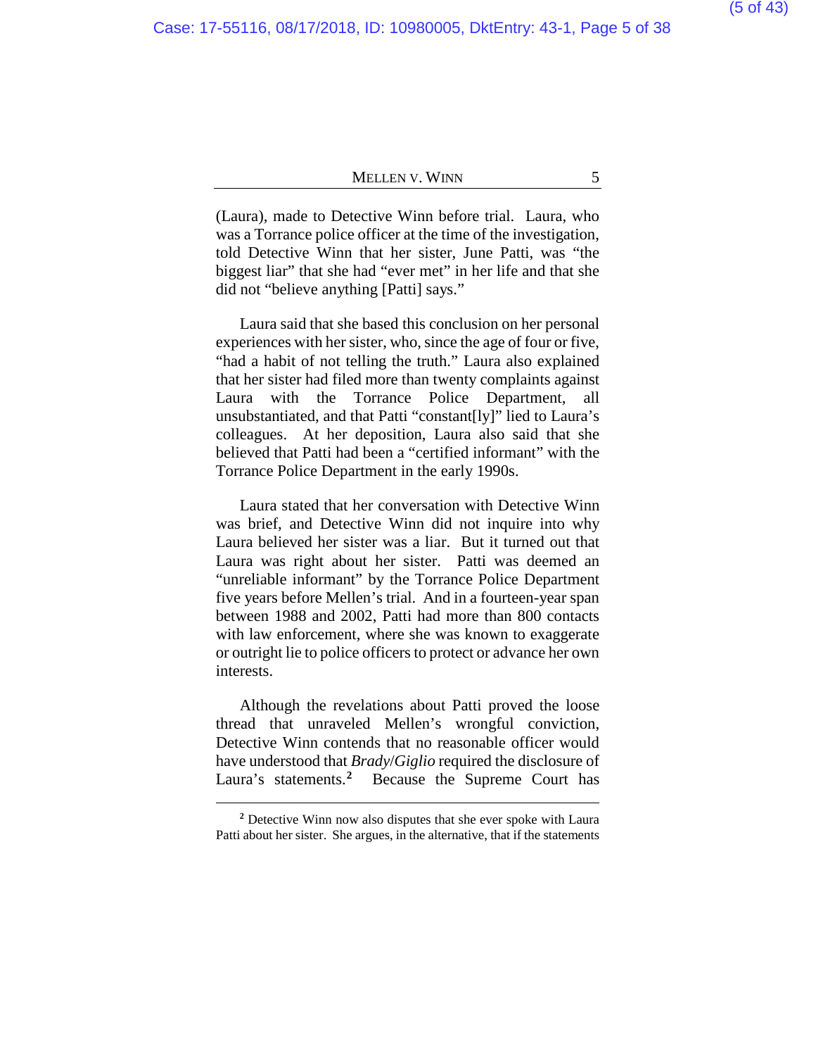(Laura), made to Detective Winn before trial. Laura, who was a Torrance police officer at the time of the investigation, told Detective Winn that her sister, June Patti, was "the biggest liar" that she had "ever met" in her life and that she did not "believe anything [Patti] says."

Laura said that she based this conclusion on her personal experiences with her sister, who, since the age of four or five, "had a habit of not telling the truth." Laura also explained that her sister had filed more than twenty complaints against Laura with the Torrance Police Department, all unsubstantiated, and that Patti "constant[ly]" lied to Laura's colleagues. At her deposition, Laura also said that she believed that Patti had been a "certified informant" with the Torrance Police Department in the early 1990s.

Laura stated that her conversation with Detective Winn was brief, and Detective Winn did not inquire into why Laura believed her sister was a liar. But it turned out that Laura was right about her sister. Patti was deemed an "unreliable informant" by the Torrance Police Department five years before Mellen's trial. And in a fourteen-year span between 1988 and 2002, Patti had more than 800 contacts with law enforcement, where she was known to exaggerate or outright lie to police officers to protect or advance her own interests.

Although the revelations about Patti proved the loose thread that unraveled Mellen's wrongful conviction, Detective Winn contends that no reasonable officer would have understood that *Brady*/*Giglio* required the disclosure of Laura's statements.[2] Because the Supreme Court has

[2] Detective Winn now also disputes that she ever spoke with Laura Patti about her sister. She argues, in the alternative, that if the statements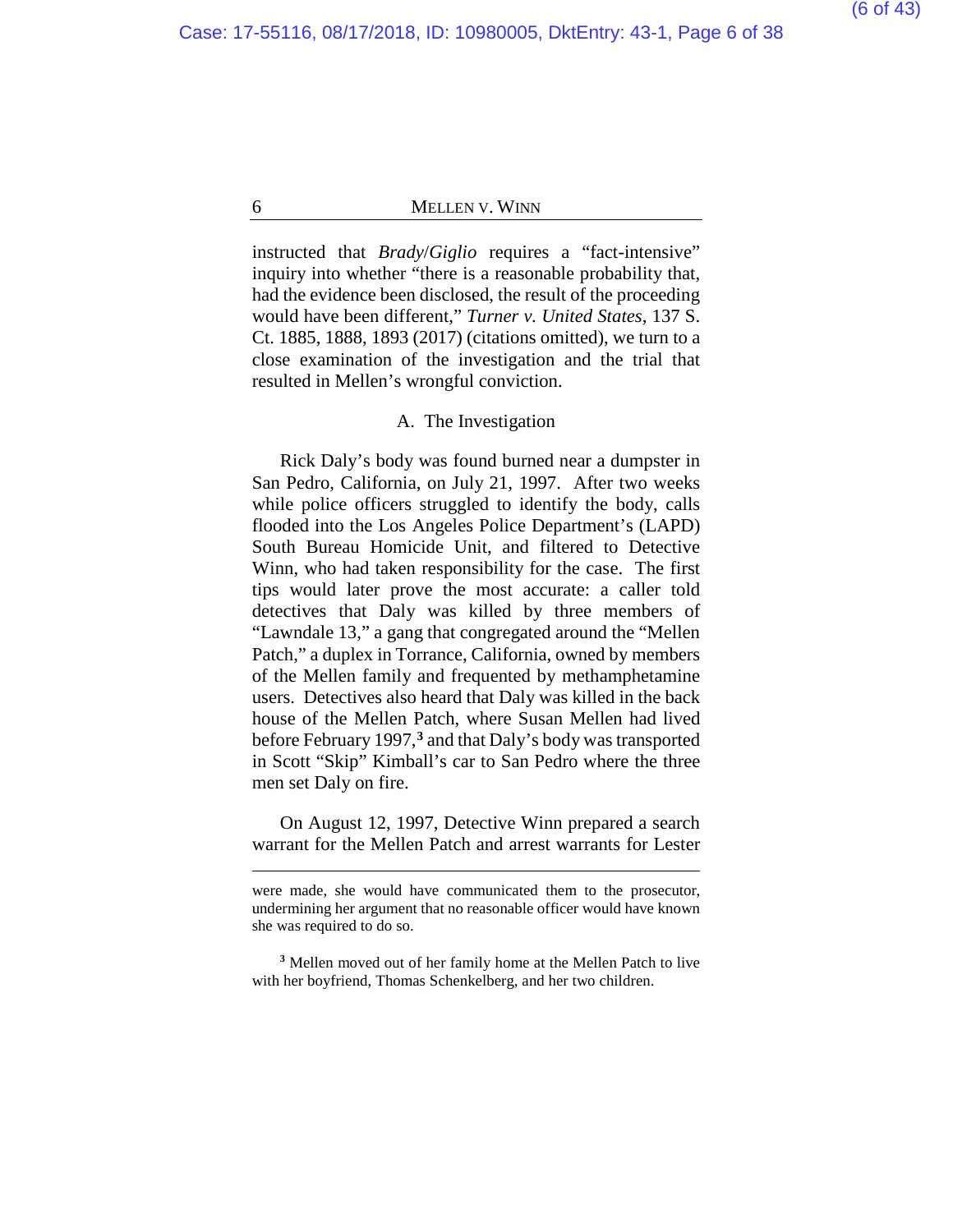instructed that *Brady*/*Giglio* requires a "fact-intensive" inquiry into whether "there is a reasonable probability that, had the evidence been disclosed, the result of the proceeding would have been different," *Turner v. United States*, 137 S. Ct. 1885, 1888, 1893 (2017) (citations omitted), we turn to a close examination of the investigation and the trial that resulted in Mellen's wrongful conviction.

### A. The Investigation

Rick Daly's body was found burned near a dumpster in San Pedro, California, on July 21, 1997. After two weeks while police officers struggled to identify the body, calls flooded into the Los Angeles Police Department's (LAPD) South Bureau Homicide Unit, and filtered to Detective Winn, who had taken responsibility for the case. The first tips would later prove the most accurate: a caller told detectives that Daly was killed by three members of "Lawndale 13," a gang that congregated around the "Mellen Patch," a duplex in Torrance, California, owned by members of the Mellen family and frequented by methamphetamine users. Detectives also heard that Daly was killed in the back house of the Mellen Patch, where Susan Mellen had lived before February 1997,[3] and that Daly's body was transported in Scott "Skip" Kimball's car to San Pedro where the three men set Daly on fire.

On August 12, 1997, Detective Winn prepared a search warrant for the Mellen Patch and arrest warrants for Lester

---

were made, she would have communicated them to the prosecutor, undermining her argument that no reasonable officer would have known she was required to do so.

[3] Mellen moved out of her family home at the Mellen Patch to live with her boyfriend, Thomas Schenkelberg, and her two children.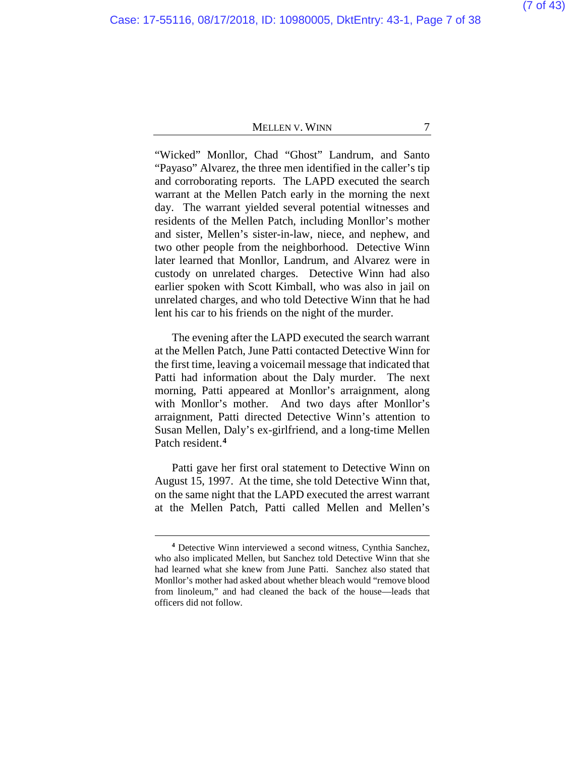"Wicked" Monllor, Chad "Ghost" Landrum, and Santo "Payaso" Alvarez, the three men identified in the caller's tip and corroborating reports. The LAPD executed the search warrant at the Mellen Patch early in the morning the next day. The warrant yielded several potential witnesses and residents of the Mellen Patch, including Monllor's mother and sister, Mellen's sister-in-law, niece, and nephew, and two other people from the neighborhood. Detective Winn later learned that Monllor, Landrum, and Alvarez were in custody on unrelated charges. Detective Winn had also earlier spoken with Scott Kimball, who was also in jail on unrelated charges, and who told Detective Winn that he had lent his car to his friends on the night of the murder.

The evening after the LAPD executed the search warrant at the Mellen Patch, June Patti contacted Detective Winn for the first time, leaving a voicemail message that indicated that Patti had information about the Daly murder. The next morning, Patti appeared at Monllor's arraignment, along with Monllor's mother. And two days after Monllor's arraignment, Patti directed Detective Winn's attention to Susan Mellen, Daly's ex-girlfriend, and a long-time Mellen Patch resident.[4]

Patti gave her first oral statement to Detective Winn on August 15, 1997. At the time, she told Detective Winn that, on the same night that the LAPD executed the arrest warrant at the Mellen Patch, Patti called Mellen and Mellen's

---

[4] Detective Winn interviewed a second witness, Cynthia Sanchez, who also implicated Mellen, but Sanchez told Detective Winn that she had learned what she knew from June Patti. Sanchez also stated that Monllor's mother had asked about whether bleach would "remove blood from linoleum," and had cleaned the back of the house—leads that officers did not follow.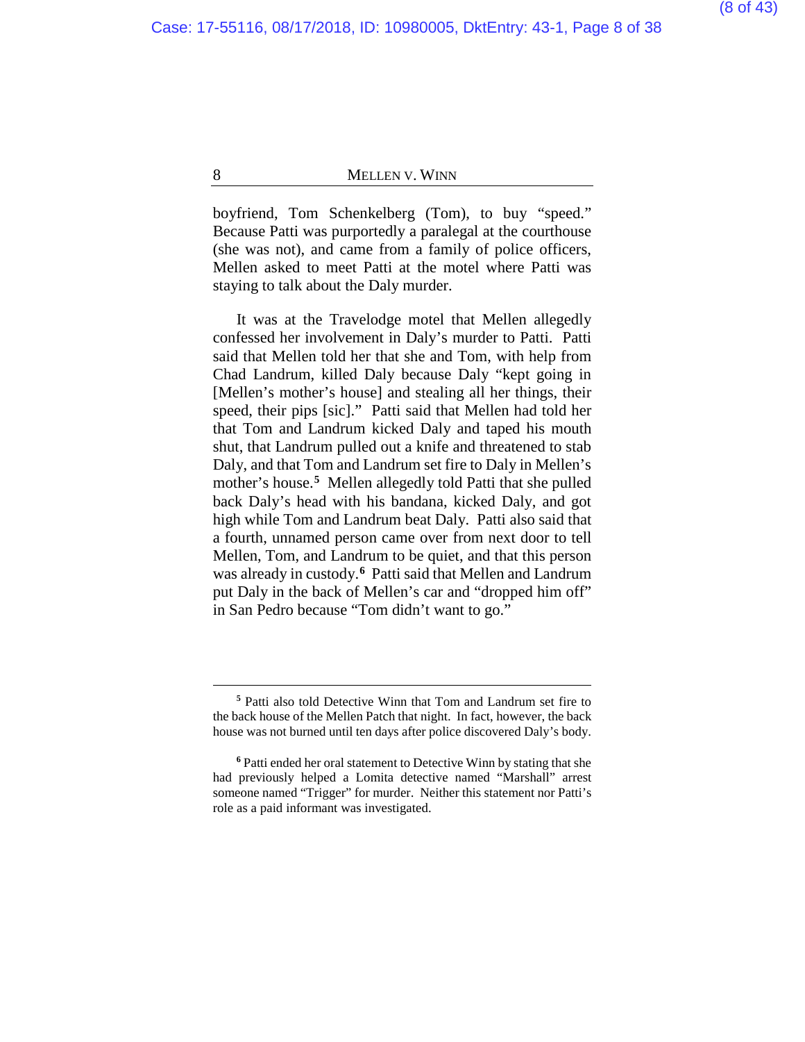boyfriend, Tom Schenkelberg (Tom), to buy "speed." Because Patti was purportedly a paralegal at the courthouse (she was not), and came from a family of police officers, Mellen asked to meet Patti at the motel where Patti was staying to talk about the Daly murder.

It was at the Travelodge motel that Mellen allegedly confessed her involvement in Daly's murder to Patti. Patti said that Mellen told her that she and Tom, with help from Chad Landrum, killed Daly because Daly "kept going in [Mellen's mother's house] and stealing all her things, their speed, their pips [sic]." Patti said that Mellen had told her that Tom and Landrum kicked Daly and taped his mouth shut, that Landrum pulled out a knife and threatened to stab Daly, and that Tom and Landrum set fire to Daly in Mellen's mother's house.[5] Mellen allegedly told Patti that she pulled back Daly's head with his bandana, kicked Daly, and got high while Tom and Landrum beat Daly. Patti also said that a fourth, unnamed person came over from next door to tell Mellen, Tom, and Landrum to be quiet, and that this person was already in custody.[6] Patti said that Mellen and Landrum put Daly in the back of Mellen's car and "dropped him off" in San Pedro because "Tom didn't want to go."

---

[5] Patti also told Detective Winn that Tom and Landrum set fire to the back house of the Mellen Patch that night. In fact, however, the back house was not burned until ten days after police discovered Daly's body.

[6] Patti ended her oral statement to Detective Winn by stating that she had previously helped a Lomita detective named "Marshall" arrest someone named "Trigger" for murder. Neither this statement nor Patti's role as a paid informant was investigated.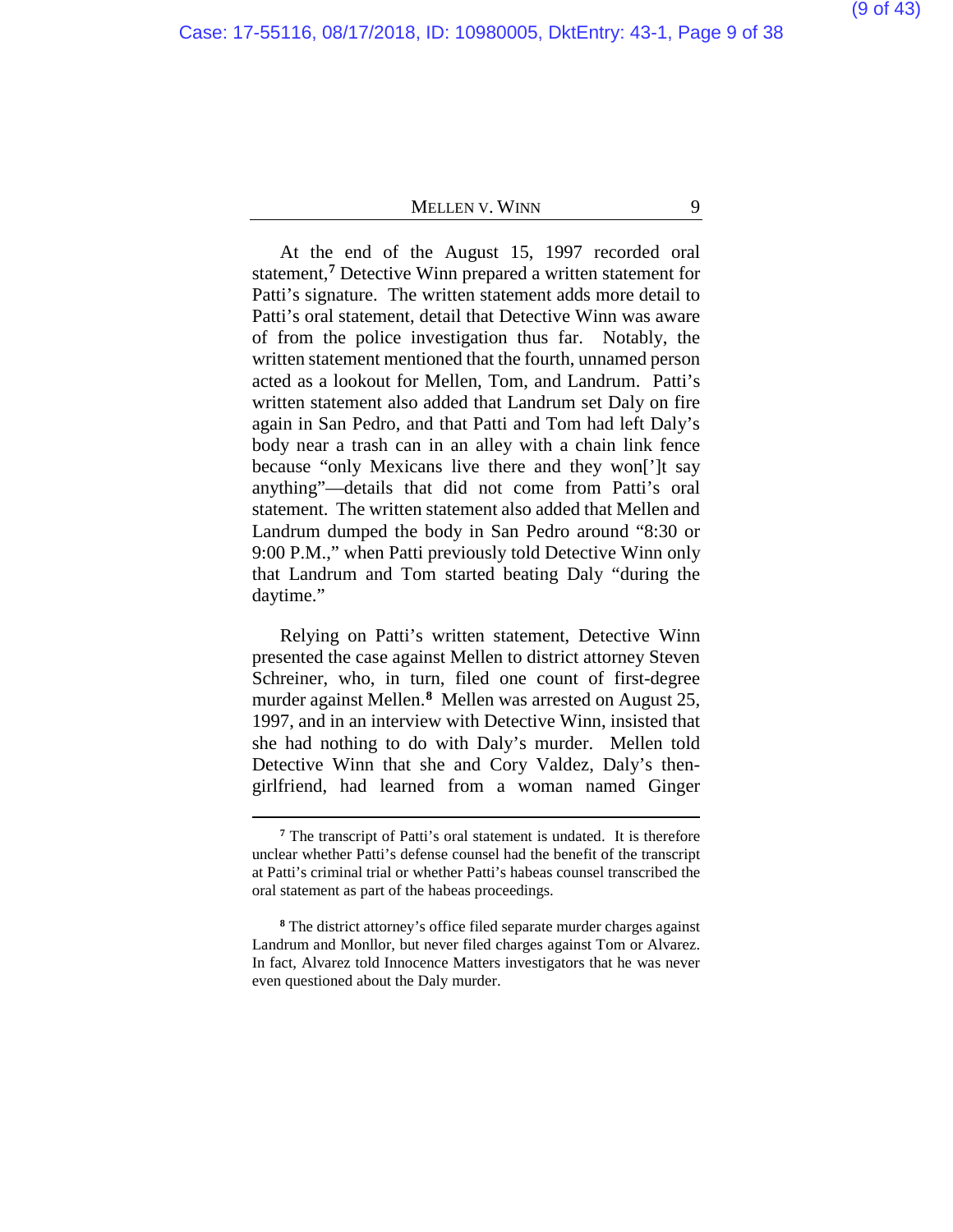At the end of the August 15, 1997 recorded oral statement,[7] Detective Winn prepared a written statement for Patti's signature. The written statement adds more detail to Patti's oral statement, detail that Detective Winn was aware of from the police investigation thus far. Notably, the written statement mentioned that the fourth, unnamed person acted as a lookout for Mellen, Tom, and Landrum. Patti's written statement also added that Landrum set Daly on fire again in San Pedro, and that Patti and Tom had left Daly's body near a trash can in an alley with a chain link fence because "only Mexicans live there and they won[']t say anything"—details that did not come from Patti's oral statement. The written statement also added that Mellen and Landrum dumped the body in San Pedro around "8:30 or 9:00 P.M.," when Patti previously told Detective Winn only that Landrum and Tom started beating Daly "during the daytime."

Relying on Patti's written statement, Detective Winn presented the case against Mellen to district attorney Steven Schreiner, who, in turn, filed one count of first-degree murder against Mellen.[8] Mellen was arrested on August 25, 1997, and in an interview with Detective Winn, insisted that she had nothing to do with Daly's murder. Mellen told Detective Winn that she and Cory Valdez, Daly's then-girlfriend, had learned from a woman named Ginger

---

[7] The transcript of Patti's oral statement is undated. It is therefore unclear whether Patti's defense counsel had the benefit of the transcript at Patti's criminal trial or whether Patti's habeas counsel transcribed the oral statement as part of the habeas proceedings.

[8] The district attorney's office filed separate murder charges against Landrum and Monllor, but never filed charges against Tom or Alvarez. In fact, Alvarez told Innocence Matters investigators that he was never even questioned about the Daly murder.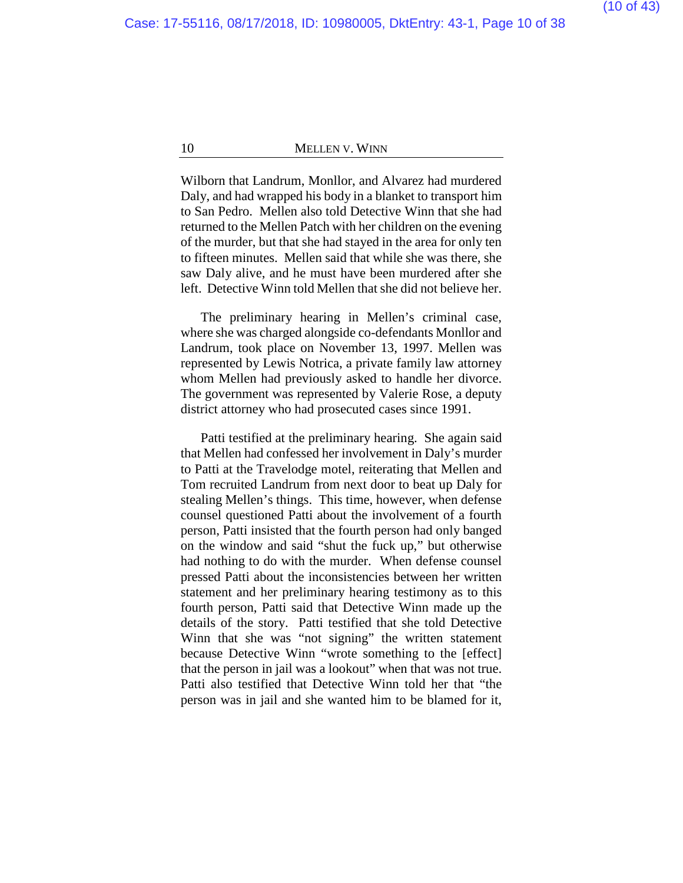Wilborn that Landrum, Monllor, and Alvarez had murdered Daly, and had wrapped his body in a blanket to transport him to San Pedro. Mellen also told Detective Winn that she had returned to the Mellen Patch with her children on the evening of the murder, but that she had stayed in the area for only ten to fifteen minutes. Mellen said that while she was there, she saw Daly alive, and he must have been murdered after she left. Detective Winn told Mellen that she did not believe her.

The preliminary hearing in Mellen's criminal case, where she was charged alongside co-defendants Monllor and Landrum, took place on November 13, 1997. Mellen was represented by Lewis Notrica, a private family law attorney whom Mellen had previously asked to handle her divorce. The government was represented by Valerie Rose, a deputy district attorney who had prosecuted cases since 1991.

Patti testified at the preliminary hearing. She again said that Mellen had confessed her involvement in Daly's murder to Patti at the Travelodge motel, reiterating that Mellen and Tom recruited Landrum from next door to beat up Daly for stealing Mellen's things. This time, however, when defense counsel questioned Patti about the involvement of a fourth person, Patti insisted that the fourth person had only banged on the window and said "shut the fuck up," but otherwise had nothing to do with the murder. When defense counsel pressed Patti about the inconsistencies between her written statement and her preliminary hearing testimony as to this fourth person, Patti said that Detective Winn made up the details of the story. Patti testified that she told Detective Winn that she was "not signing" the written statement because Detective Winn "wrote something to the [effect] that the person in jail was a lookout" when that was not true. Patti also testified that Detective Winn told her that "the person was in jail and she wanted him to be blamed for it,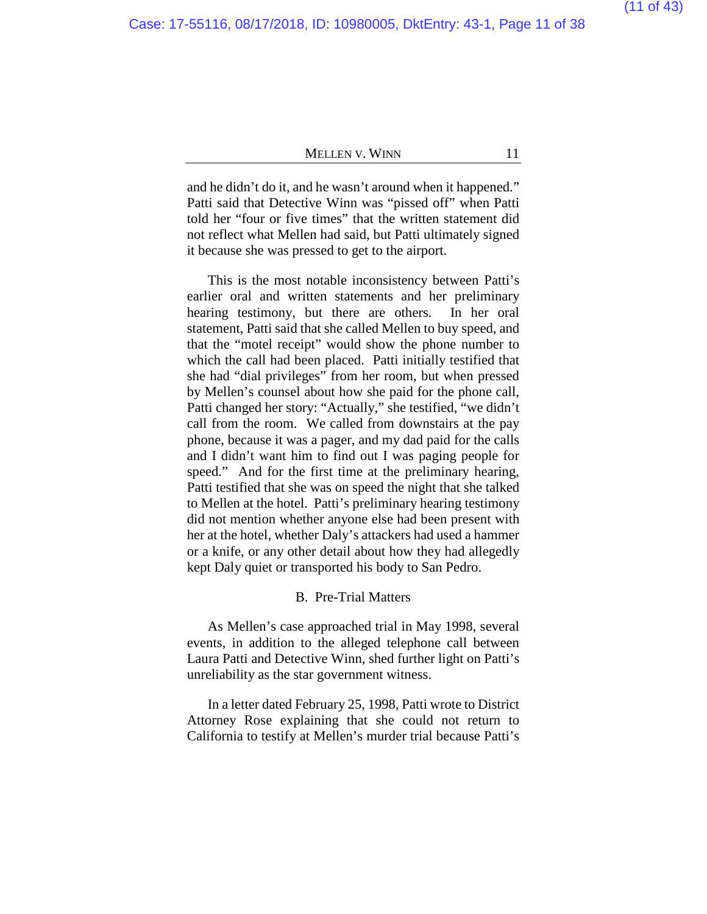and he didn't do it, and he wasn't around when it happened." Patti said that Detective Winn was "pissed off" when Patti told her "four or five times" that the written statement did not reflect what Mellen had said, but Patti ultimately signed it because she was pressed to get to the airport.

This is the most notable inconsistency between Patti's earlier oral and written statements and her preliminary hearing testimony, but there are others. In her oral statement, Patti said that she called Mellen to buy speed, and that the "motel receipt" would show the phone number to which the call had been placed. Patti initially testified that she had "dial privileges" from her room, but when pressed by Mellen's counsel about how she paid for the phone call, Patti changed her story: "Actually," she testified, "we didn't call from the room. We called from downstairs at the pay phone, because it was a pager, and my dad paid for the calls and I didn't want him to find out I was paging people for speed." And for the first time at the preliminary hearing, Patti testified that she was on speed the night that she talked to Mellen at the hotel. Patti's preliminary hearing testimony did not mention whether anyone else had been present with her at the hotel, whether Daly's attackers had used a hammer or a knife, or any other detail about how they had allegedly kept Daly quiet or transported his body to San Pedro.

### B. Pre-Trial Matters

As Mellen's case approached trial in May 1998, several events, in addition to the alleged telephone call between Laura Patti and Detective Winn, shed further light on Patti's unreliability as the star government witness.

In a letter dated February 25, 1998, Patti wrote to District Attorney Rose explaining that she could not return to California to testify at Mellen's murder trial because Patti's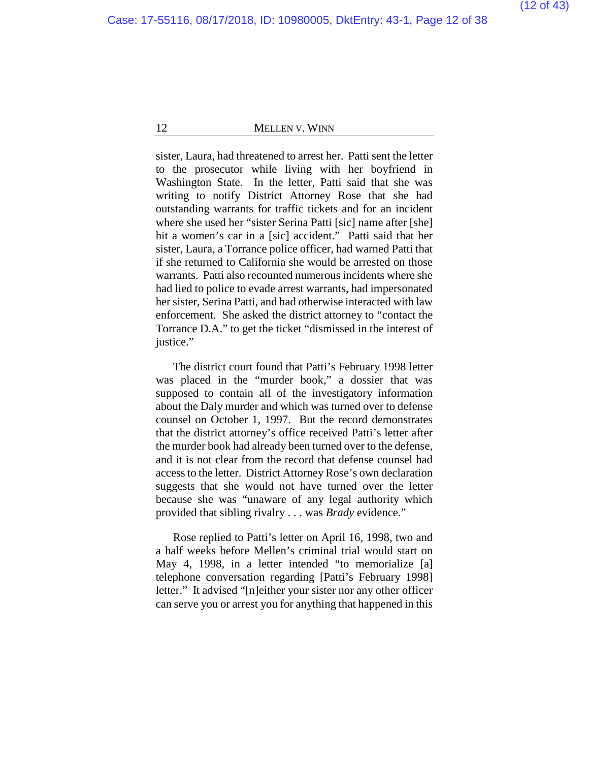sister, Laura, had threatened to arrest her. Patti sent the letter to the prosecutor while living with her boyfriend in Washington State. In the letter, Patti said that she was writing to notify District Attorney Rose that she had outstanding warrants for traffic tickets and for an incident where she used her "sister Serina Patti [sic] name after [she] hit a women's car in a [sic] accident." Patti said that her sister, Laura, a Torrance police officer, had warned Patti that if she returned to California she would be arrested on those warrants. Patti also recounted numerous incidents where she had lied to police to evade arrest warrants, had impersonated her sister, Serina Patti, and had otherwise interacted with law enforcement. She asked the district attorney to "contact the Torrance D.A." to get the ticket "dismissed in the interest of justice."

The district court found that Patti's February 1998 letter was placed in the "murder book," a dossier that was supposed to contain all of the investigatory information about the Daly murder and which was turned over to defense counsel on October 1, 1997. But the record demonstrates that the district attorney's office received Patti's letter after the murder book had already been turned over to the defense, and it is not clear from the record that defense counsel had access to the letter. District Attorney Rose's own declaration suggests that she would not have turned over the letter because she was "unaware of any legal authority which provided that sibling rivalry . . . was *Brady* evidence."

Rose replied to Patti's letter on April 16, 1998, two and a half weeks before Mellen's criminal trial would start on May 4, 1998, in a letter intended "to memorialize [a] telephone conversation regarding [Patti's February 1998] letter." It advised "[n]either your sister nor any other officer can serve you or arrest you for anything that happened in this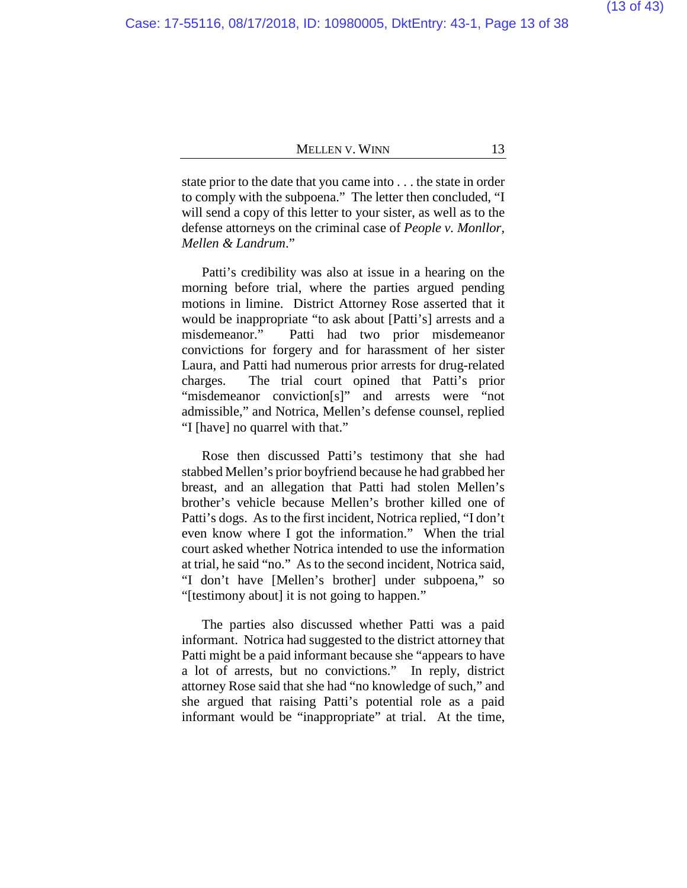state prior to the date that you came into . . . the state in order to comply with the subpoena." The letter then concluded, "I will send a copy of this letter to your sister, as well as to the defense attorneys on the criminal case of *People v. Monllor, Mellen & Landrum*."

Patti's credibility was also at issue in a hearing on the morning before trial, where the parties argued pending motions in limine. District Attorney Rose asserted that it would be inappropriate "to ask about [Patti's] arrests and a misdemeanor." Patti had two prior misdemeanor convictions for forgery and for harassment of her sister Laura, and Patti had numerous prior arrests for drug-related charges. The trial court opined that Patti's prior "misdemeanor conviction[s]" and arrests were "not admissible," and Notrica, Mellen's defense counsel, replied "I [have] no quarrel with that."

Rose then discussed Patti's testimony that she had stabbed Mellen's prior boyfriend because he had grabbed her breast, and an allegation that Patti had stolen Mellen's brother's vehicle because Mellen's brother killed one of Patti's dogs. As to the first incident, Notrica replied, "I don't even know where I got the information." When the trial court asked whether Notrica intended to use the information at trial, he said "no." As to the second incident, Notrica said, "I don't have [Mellen's brother] under subpoena," so "[testimony about] it is not going to happen."

The parties also discussed whether Patti was a paid informant. Notrica had suggested to the district attorney that Patti might be a paid informant because she "appears to have a lot of arrests, but no convictions." In reply, district attorney Rose said that she had "no knowledge of such," and she argued that raising Patti's potential role as a paid informant would be "inappropriate" at trial. At the time,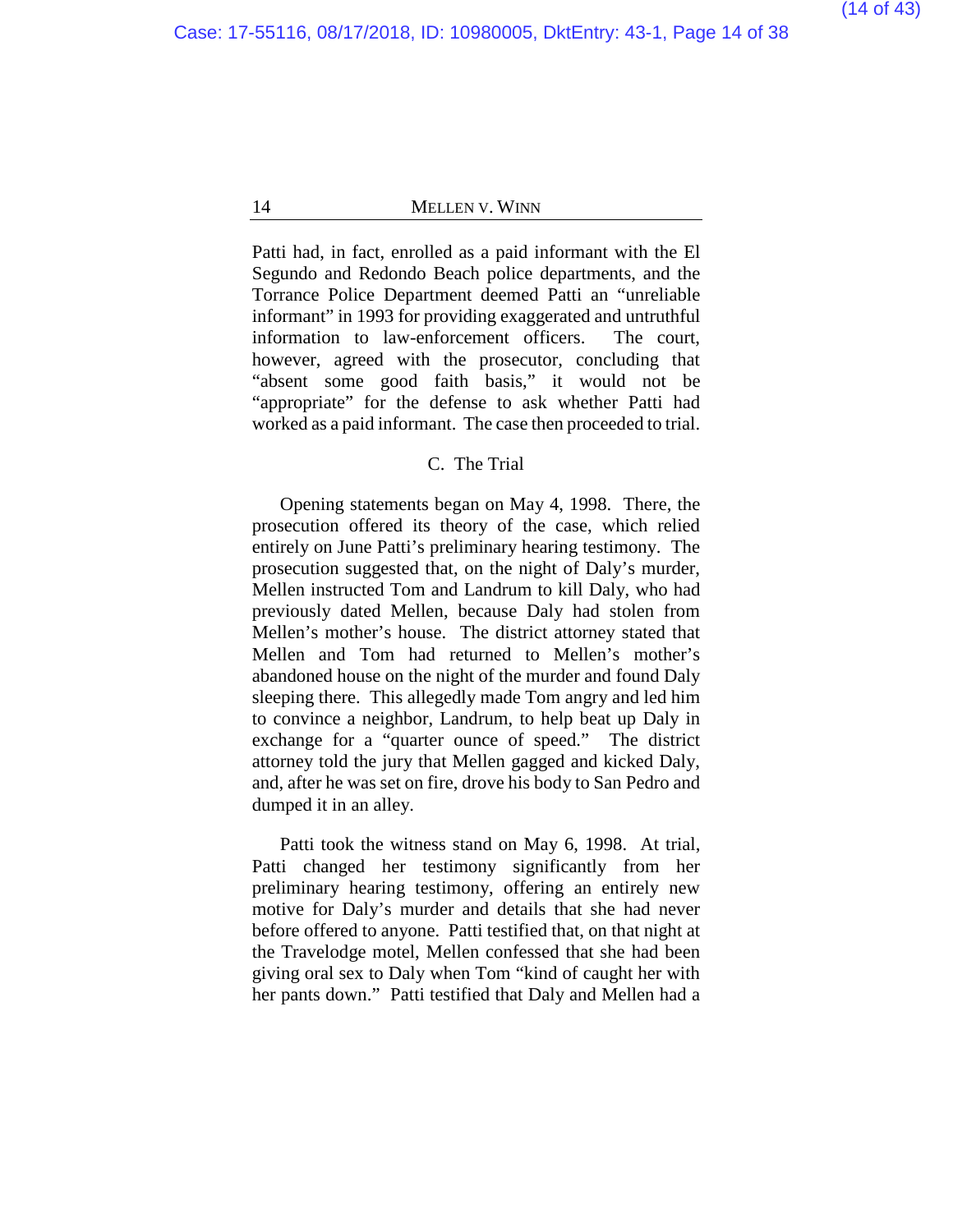Patti had, in fact, enrolled as a paid informant with the El Segundo and Redondo Beach police departments, and the Torrance Police Department deemed Patti an "unreliable informant" in 1993 for providing exaggerated and untruthful information to law-enforcement officers. The court, however, agreed with the prosecutor, concluding that "absent some good faith basis," it would not be "appropriate" for the defense to ask whether Patti had worked as a paid informant. The case then proceeded to trial.

### C. The Trial

Opening statements began on May 4, 1998. There, the prosecution offered its theory of the case, which relied entirely on June Patti's preliminary hearing testimony. The prosecution suggested that, on the night of Daly's murder, Mellen instructed Tom and Landrum to kill Daly, who had previously dated Mellen, because Daly had stolen from Mellen's mother's house. The district attorney stated that Mellen and Tom had returned to Mellen's mother's abandoned house on the night of the murder and found Daly sleeping there. This allegedly made Tom angry and led him to convince a neighbor, Landrum, to help beat up Daly in exchange for a "quarter ounce of speed." The district attorney told the jury that Mellen gagged and kicked Daly, and, after he was set on fire, drove his body to San Pedro and dumped it in an alley.

Patti took the witness stand on May 6, 1998. At trial, Patti changed her testimony significantly from her preliminary hearing testimony, offering an entirely new motive for Daly's murder and details that she had never before offered to anyone. Patti testified that, on that night at the Travelodge motel, Mellen confessed that she had been giving oral sex to Daly when Tom "kind of caught her with her pants down." Patti testified that Daly and Mellen had a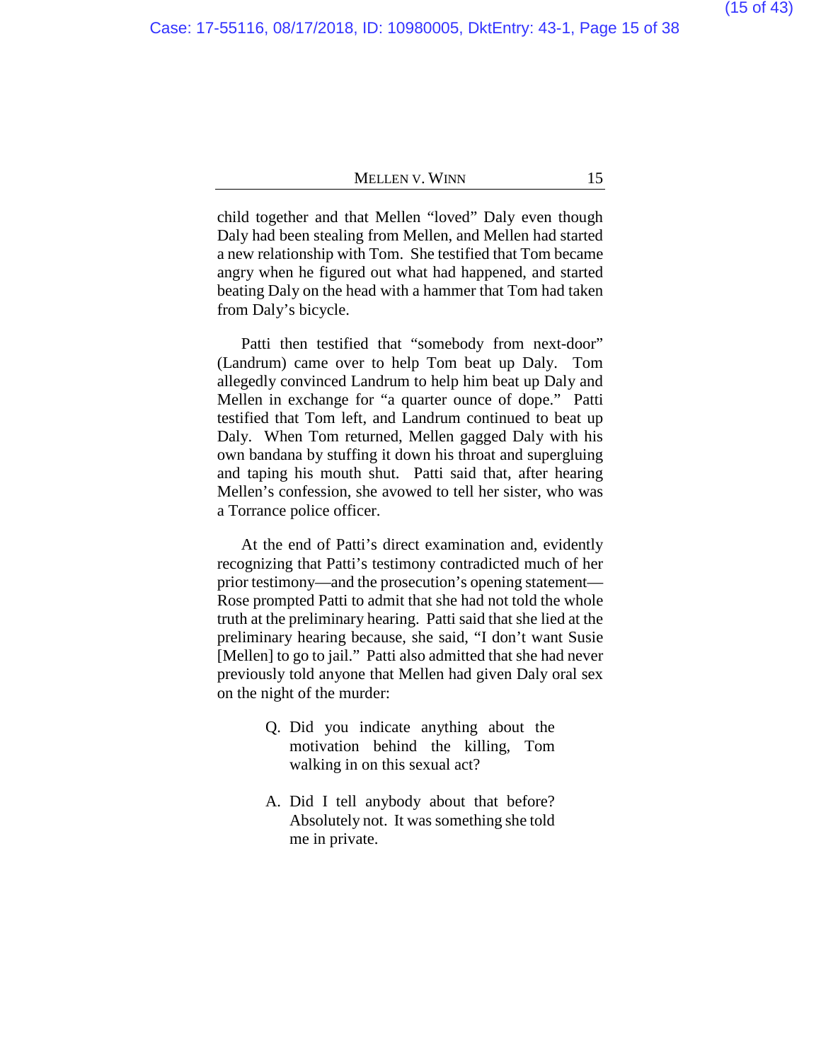child together and that Mellen "loved" Daly even though Daly had been stealing from Mellen, and Mellen had started a new relationship with Tom. She testified that Tom became angry when he figured out what had happened, and started beating Daly on the head with a hammer that Tom had taken from Daly's bicycle.

Patti then testified that "somebody from next-door" (Landrum) came over to help Tom beat up Daly. Tom allegedly convinced Landrum to help him beat up Daly and Mellen in exchange for "a quarter ounce of dope." Patti testified that Tom left, and Landrum continued to beat up Daly. When Tom returned, Mellen gagged Daly with his own bandana by stuffing it down his throat and supergluing and taping his mouth shut. Patti said that, after hearing Mellen's confession, she avowed to tell her sister, who was a Torrance police officer.

At the end of Patti's direct examination and, evidently recognizing that Patti's testimony contradicted much of her prior testimony—and the prosecution's opening statement—Rose prompted Patti to admit that she had not told the whole truth at the preliminary hearing. Patti said that she lied at the preliminary hearing because, she said, "I don't want Susie [Mellen] to go to jail." Patti also admitted that she had never previously told anyone that Mellen had given Daly oral sex on the night of the murder:

> Q. Did you indicate anything about the motivation behind the killing, Tom walking in on this sexual act?
>
> A. Did I tell anybody about that before? Absolutely not. It was something she told me in private.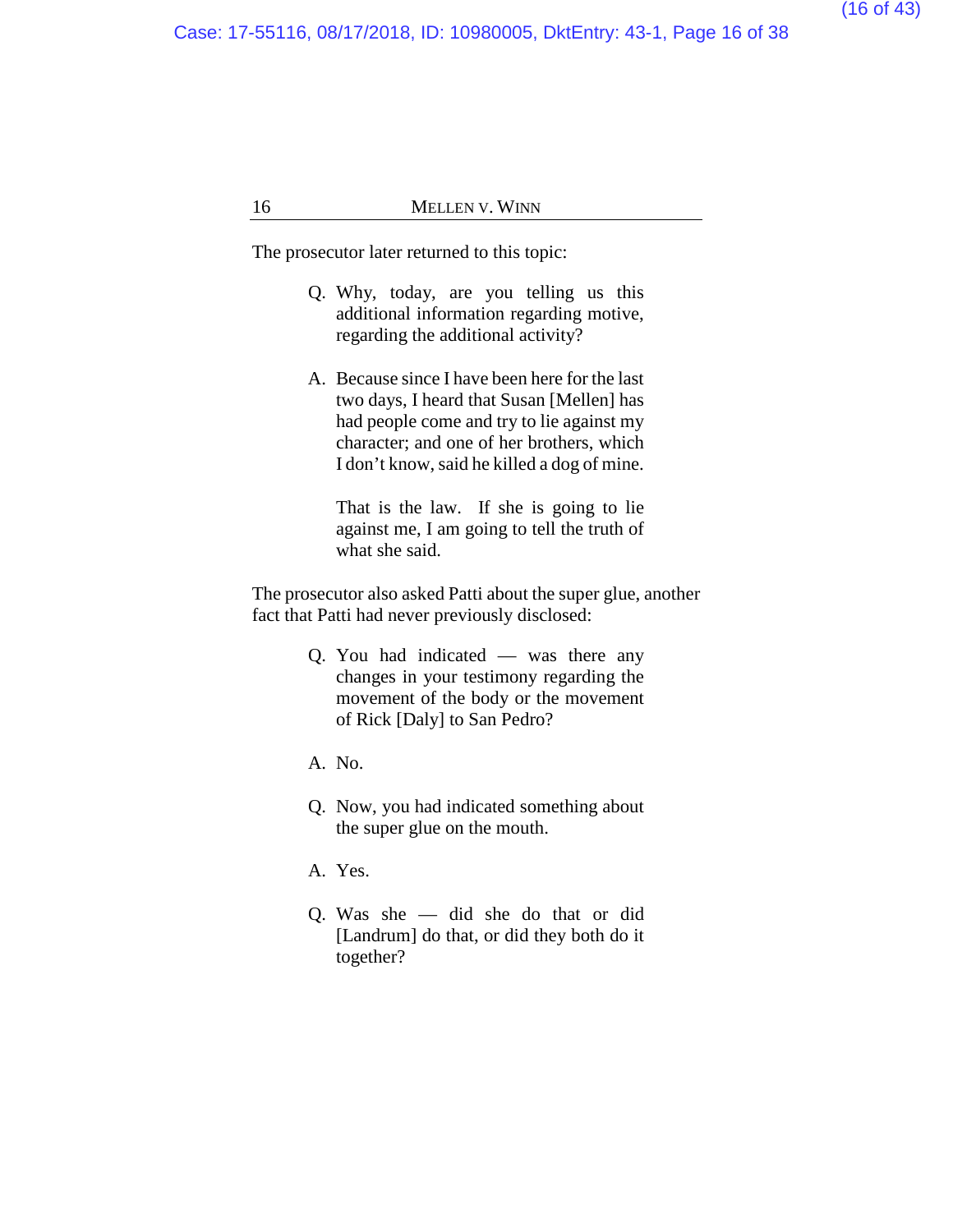The prosecutor later returned to this topic:

> Q. Why, today, are you telling us this additional information regarding motive, regarding the additional activity?
>
> A. Because since I have been here for the last two days, I heard that Susan [Mellen] has had people come and try to lie against my character; and one of her brothers, which I don't know, said he killed a dog of mine.
>
> That is the law. If she is going to lie against me, I am going to tell the truth of what she said.

The prosecutor also asked Patti about the super glue, another fact that Patti had never previously disclosed:

> Q. You had indicated — was there any changes in your testimony regarding the movement of the body or the movement of Rick [Daly] to San Pedro?
>
> A. No.
>
> Q. Now, you had indicated something about the super glue on the mouth.
>
> A. Yes.
>
> Q. Was she — did she do that or did [Landrum] do that, or did they both do it together?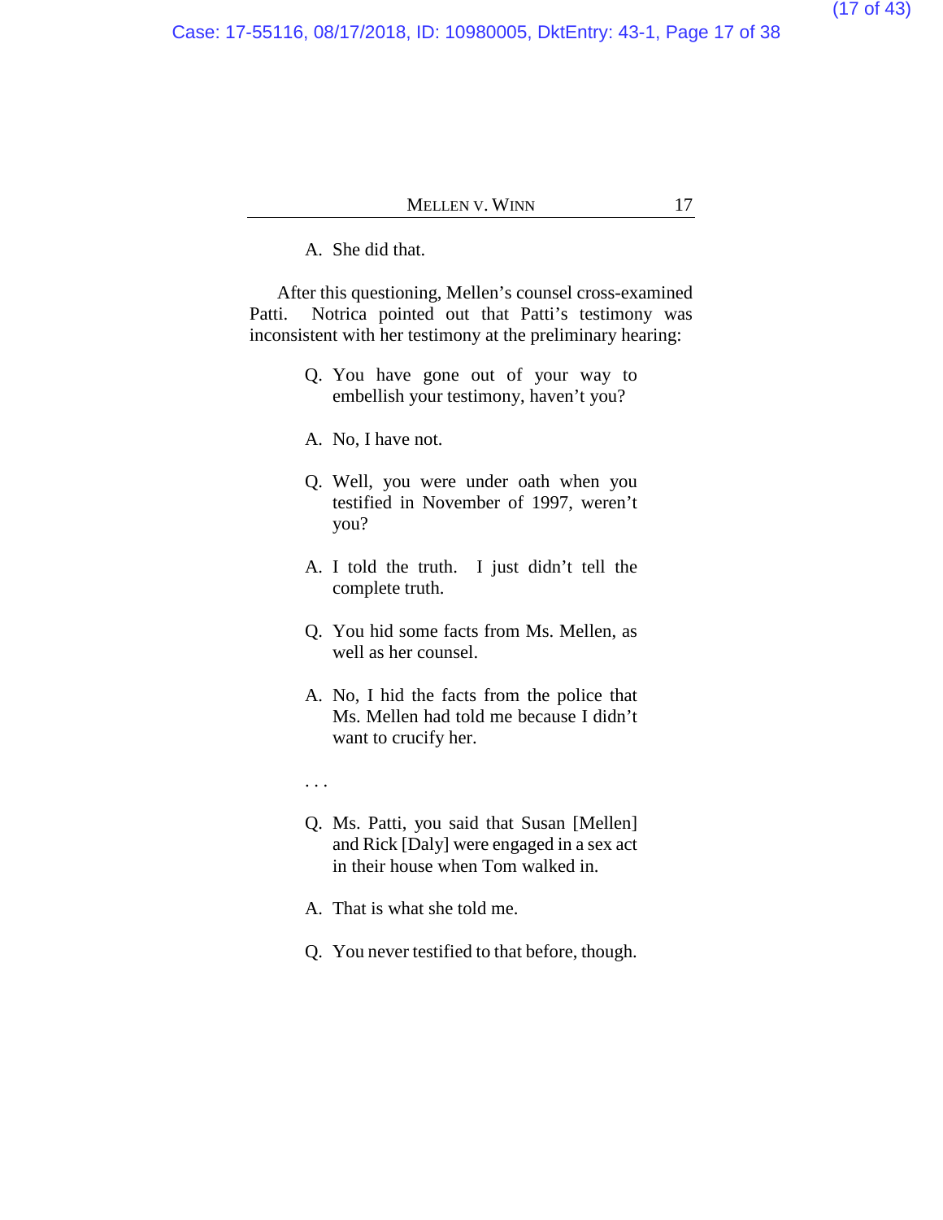A. She did that.

After this questioning, Mellen's counsel cross-examined Patti. Notrica pointed out that Patti's testimony was inconsistent with her testimony at the preliminary hearing:

> Q. You have gone out of your way to embellish your testimony, haven't you?
>
> A. No, I have not.
>
> Q. Well, you were under oath when you testified in November of 1997, weren't you?
>
> A. I told the truth. I just didn't tell the complete truth.
>
> Q. You hid some facts from Ms. Mellen, as well as her counsel.
>
> A. No, I hid the facts from the police that Ms. Mellen had told me because I didn't want to crucify her.
>
> . . .
>
> Q. Ms. Patti, you said that Susan [Mellen] and Rick [Daly] were engaged in a sex act in their house when Tom walked in.
>
> A. That is what she told me.
>
> Q. You never testified to that before, though.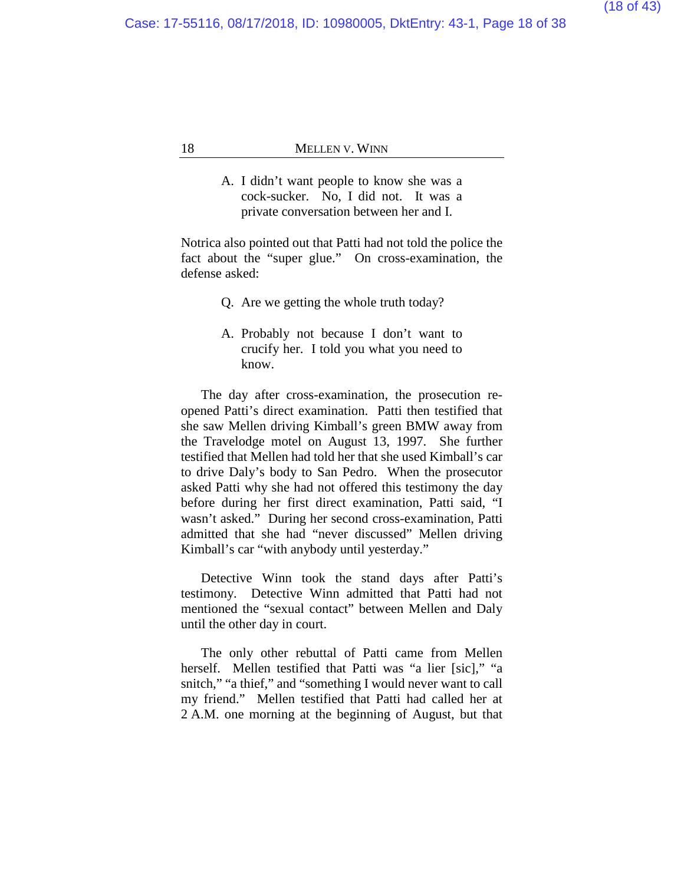> A. I didn't want people to know she was a cock-sucker. No, I did not. It was a private conversation between her and I.

Notrica also pointed out that Patti had not told the police the fact about the "super glue." On cross-examination, the defense asked:

> Q. Are we getting the whole truth today?
>
> A. Probably not because I don't want to crucify her. I told you what you need to know.

The day after cross-examination, the prosecution re-opened Patti's direct examination. Patti then testified that she saw Mellen driving Kimball's green BMW away from the Travelodge motel on August 13, 1997. She further testified that Mellen had told her that she used Kimball's car to drive Daly's body to San Pedro. When the prosecutor asked Patti why she had not offered this testimony the day before during her first direct examination, Patti said, "I wasn't asked." During her second cross-examination, Patti admitted that she had "never discussed" Mellen driving Kimball's car "with anybody until yesterday."

Detective Winn took the stand days after Patti's testimony. Detective Winn admitted that Patti had not mentioned the "sexual contact" between Mellen and Daly until the other day in court.

The only other rebuttal of Patti came from Mellen herself. Mellen testified that Patti was "a lier [sic]," "a snitch," "a thief," and "something I would never want to call my friend." Mellen testified that Patti had called her at 2 A.M. one morning at the beginning of August, but that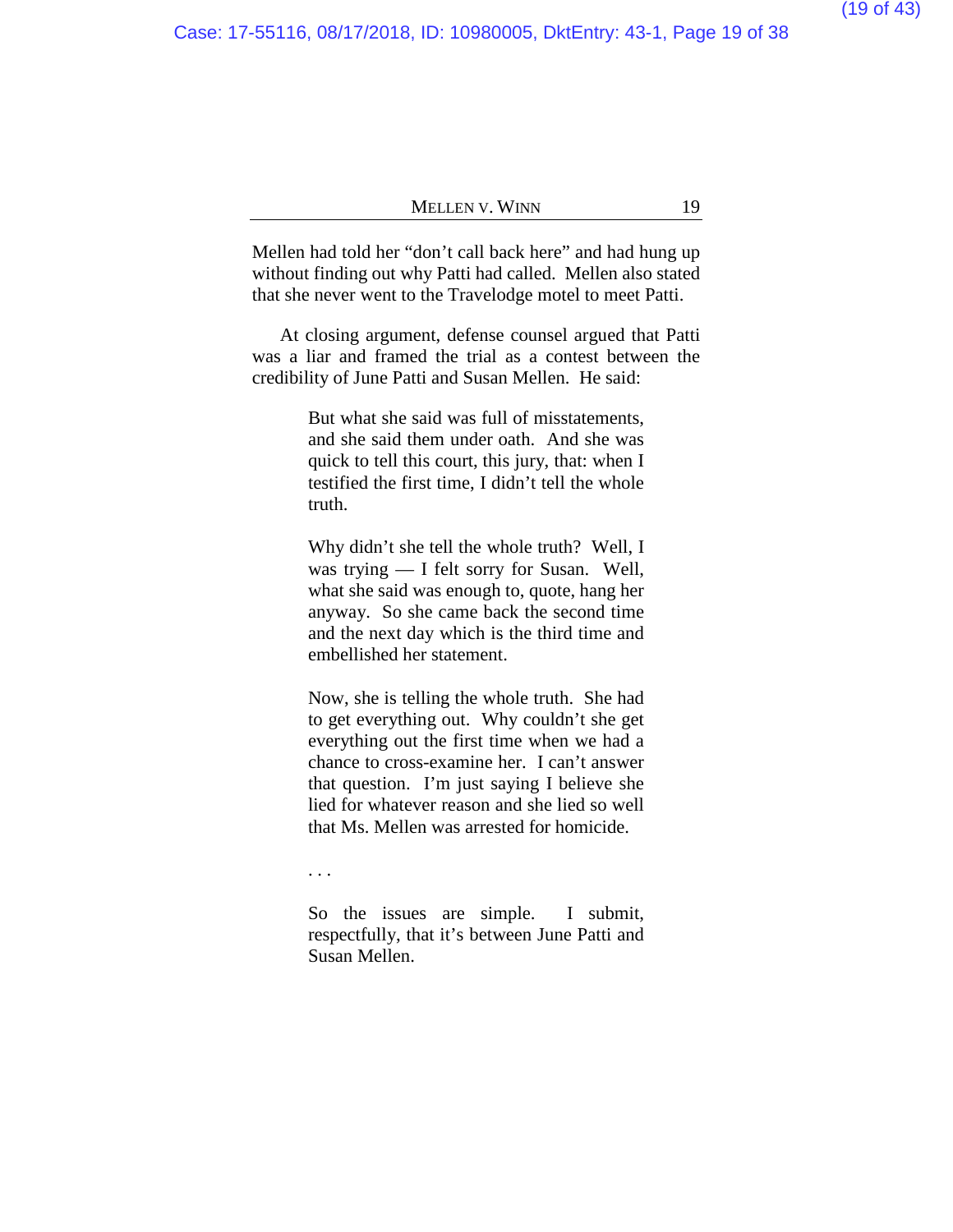Mellen had told her "don't call back here" and had hung up without finding out why Patti had called. Mellen also stated that she never went to the Travelodge motel to meet Patti.

At closing argument, defense counsel argued that Patti was a liar and framed the trial as a contest between the credibility of June Patti and Susan Mellen. He said:

> But what she said was full of misstatements, and she said them under oath. And she was quick to tell this court, this jury, that: when I testified the first time, I didn't tell the whole truth.
>
> Why didn't she tell the whole truth? Well, I was trying — I felt sorry for Susan. Well, what she said was enough to, quote, hang her anyway. So she came back the second time and the next day which is the third time and embellished her statement.
>
> Now, she is telling the whole truth. She had to get everything out. Why couldn't she get everything out the first time when we had a chance to cross-examine her. I can't answer that question. I'm just saying I believe she lied for whatever reason and she lied so well that Ms. Mellen was arrested for homicide.
>
> . . .
>
> So the issues are simple. I submit, respectfully, that it's between June Patti and Susan Mellen.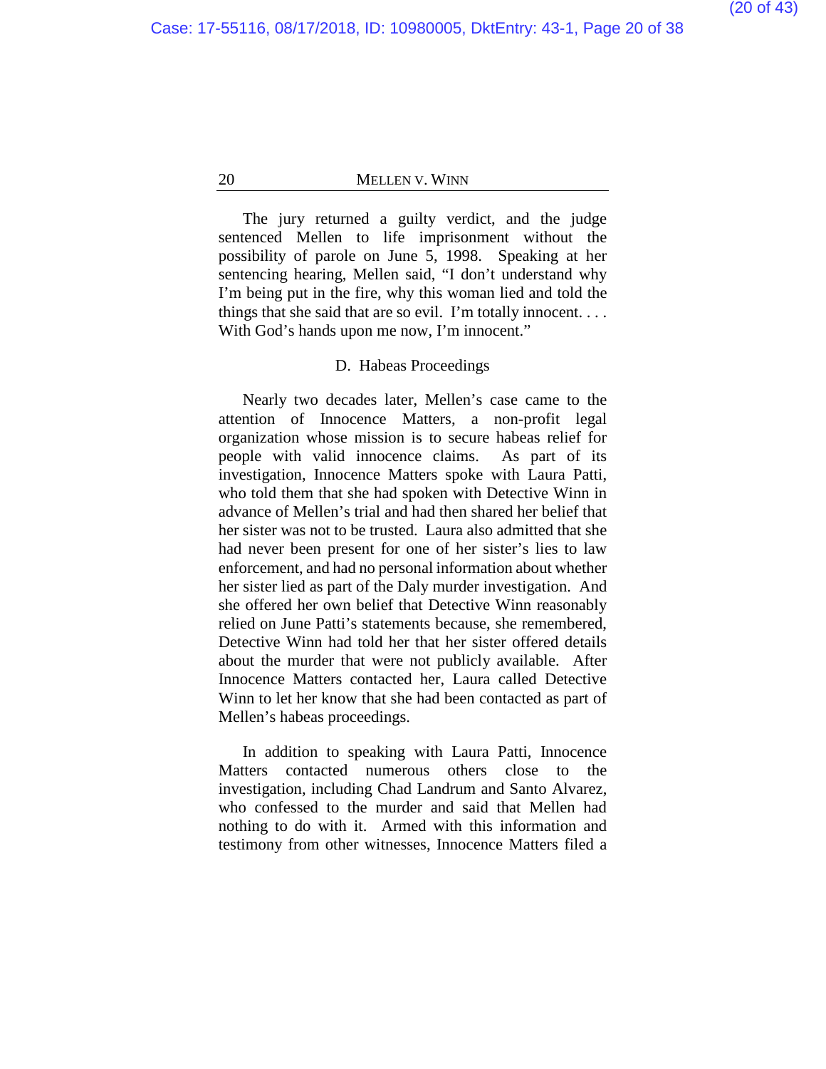The jury returned a guilty verdict, and the judge sentenced Mellen to life imprisonment without the possibility of parole on June 5, 1998. Speaking at her sentencing hearing, Mellen said, "I don't understand why I'm being put in the fire, why this woman lied and told the things that she said that are so evil. I'm totally innocent. . . . With God's hands upon me now, I'm innocent."

### D. Habeas Proceedings

Nearly two decades later, Mellen's case came to the attention of Innocence Matters, a non-profit legal organization whose mission is to secure habeas relief for people with valid innocence claims. As part of its investigation, Innocence Matters spoke with Laura Patti, who told them that she had spoken with Detective Winn in advance of Mellen's trial and had then shared her belief that her sister was not to be trusted. Laura also admitted that she had never been present for one of her sister's lies to law enforcement, and had no personal information about whether her sister lied as part of the Daly murder investigation. And she offered her own belief that Detective Winn reasonably relied on June Patti's statements because, she remembered, Detective Winn had told her that her sister offered details about the murder that were not publicly available. After Innocence Matters contacted her, Laura called Detective Winn to let her know that she had been contacted as part of Mellen's habeas proceedings.

In addition to speaking with Laura Patti, Innocence Matters contacted numerous others close to the investigation, including Chad Landrum and Santo Alvarez, who confessed to the murder and said that Mellen had nothing to do with it. Armed with this information and testimony from other witnesses, Innocence Matters filed a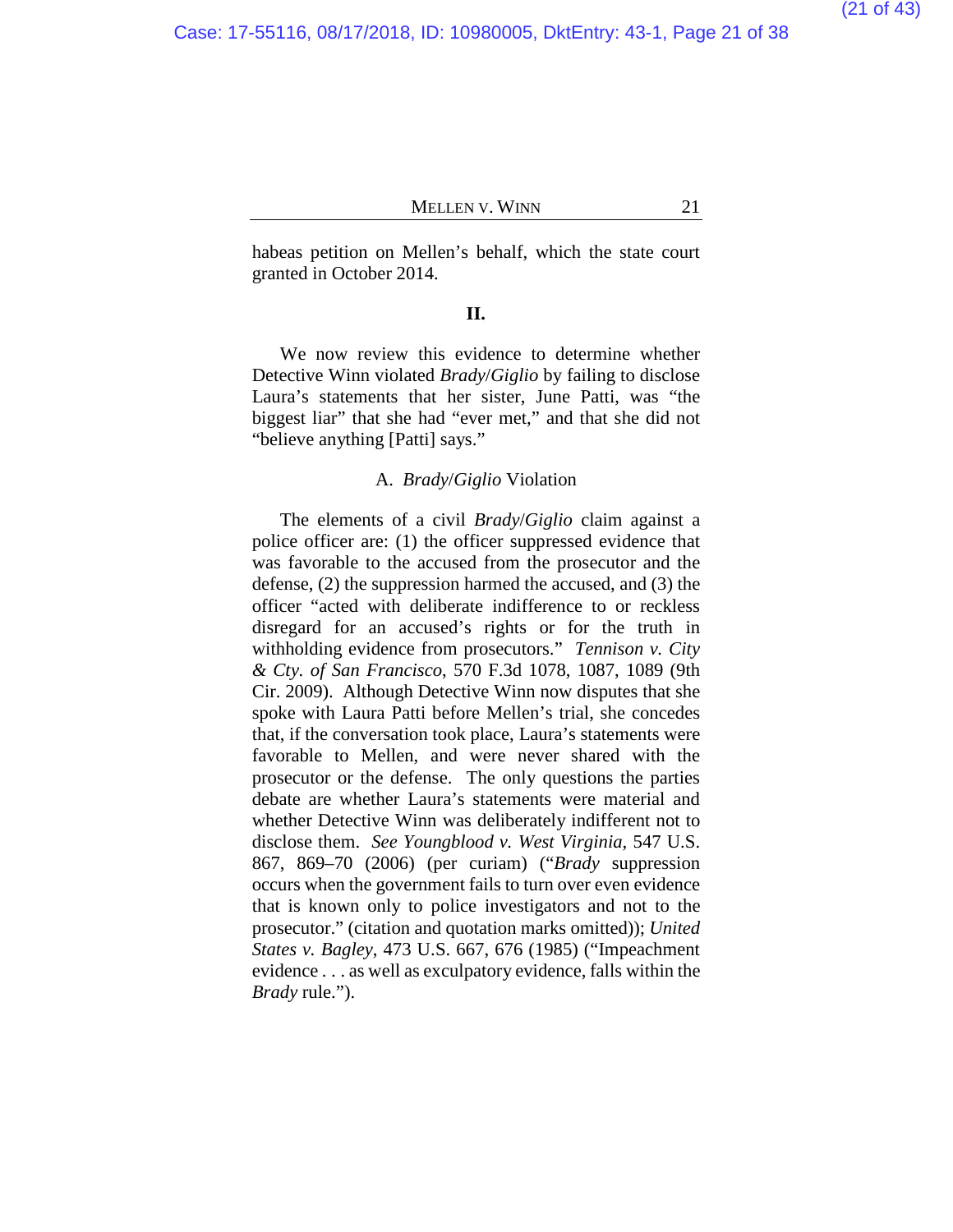habeas petition on Mellen's behalf, which the state court granted in October 2014.

## II.

We now review this evidence to determine whether Detective Winn violated *Brady*/*Giglio* by failing to disclose Laura's statements that her sister, June Patti, was "the biggest liar" that she had "ever met," and that she did not "believe anything [Patti] says."

### A. *Brady*/*Giglio* Violation

The elements of a civil *Brady*/*Giglio* claim against a police officer are: (1) the officer suppressed evidence that was favorable to the accused from the prosecutor and the defense, (2) the suppression harmed the accused, and (3) the officer "acted with deliberate indifference to or reckless disregard for an accused's rights or for the truth in withholding evidence from prosecutors." *Tennison v. City & Cty. of San Francisco*, 570 F.3d 1078, 1087, 1089 (9th Cir. 2009). Although Detective Winn now disputes that she spoke with Laura Patti before Mellen's trial, she concedes that, if the conversation took place, Laura's statements were favorable to Mellen, and were never shared with the prosecutor or the defense. The only questions the parties debate are whether Laura's statements were material and whether Detective Winn was deliberately indifferent not to disclose them. *See Youngblood v. West Virginia*, 547 U.S. 867, 869–70 (2006) (per curiam) ("*Brady* suppression occurs when the government fails to turn over even evidence that is known only to police investigators and not to the prosecutor." (citation and quotation marks omitted)); *United States v. Bagley*, 473 U.S. 667, 676 (1985) ("Impeachment evidence . . . as well as exculpatory evidence, falls within the *Brady* rule.").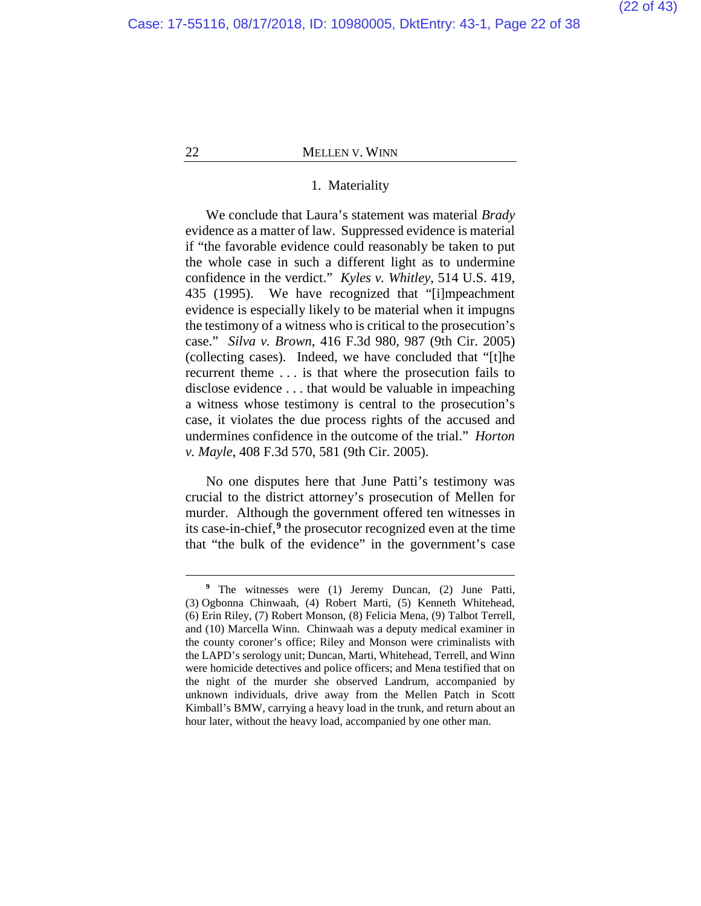### 1. Materiality

We conclude that Laura's statement was material *Brady* evidence as a matter of law. Suppressed evidence is material if "the favorable evidence could reasonably be taken to put the whole case in such a different light as to undermine confidence in the verdict." *Kyles v. Whitley*, 514 U.S. 419, 435 (1995). We have recognized that "[i]mpeachment evidence is especially likely to be material when it impugns the testimony of a witness who is critical to the prosecution's case." *Silva v. Brown*, 416 F.3d 980, 987 (9th Cir. 2005) (collecting cases). Indeed, we have concluded that "[t]he recurrent theme . . . is that where the prosecution fails to disclose evidence . . . that would be valuable in impeaching a witness whose testimony is central to the prosecution's case, it violates the due process rights of the accused and undermines confidence in the outcome of the trial." *Horton v. Mayle*, 408 F.3d 570, 581 (9th Cir. 2005).

No one disputes here that June Patti's testimony was crucial to the district attorney's prosecution of Mellen for murder. Although the government offered ten witnesses in its case-in-chief,[9] the prosecutor recognized even at the time that "the bulk of the evidence" in the government's case

---

[9] The witnesses were (1) Jeremy Duncan, (2) June Patti, (3) Ogbonna Chinwaah, (4) Robert Marti, (5) Kenneth Whitehead, (6) Erin Riley, (7) Robert Monson, (8) Felicia Mena, (9) Talbot Terrell, and (10) Marcella Winn. Chinwaah was a deputy medical examiner in the county coroner's office; Riley and Monson were criminalists with the LAPD's serology unit; Duncan, Marti, Whitehead, Terrell, and Winn were homicide detectives and police officers; and Mena testified that on the night of the murder she observed Landrum, accompanied by unknown individuals, drive away from the Mellen Patch in Scott Kimball's BMW, carrying a heavy load in the trunk, and return about an hour later, without the heavy load, accompanied by one other man.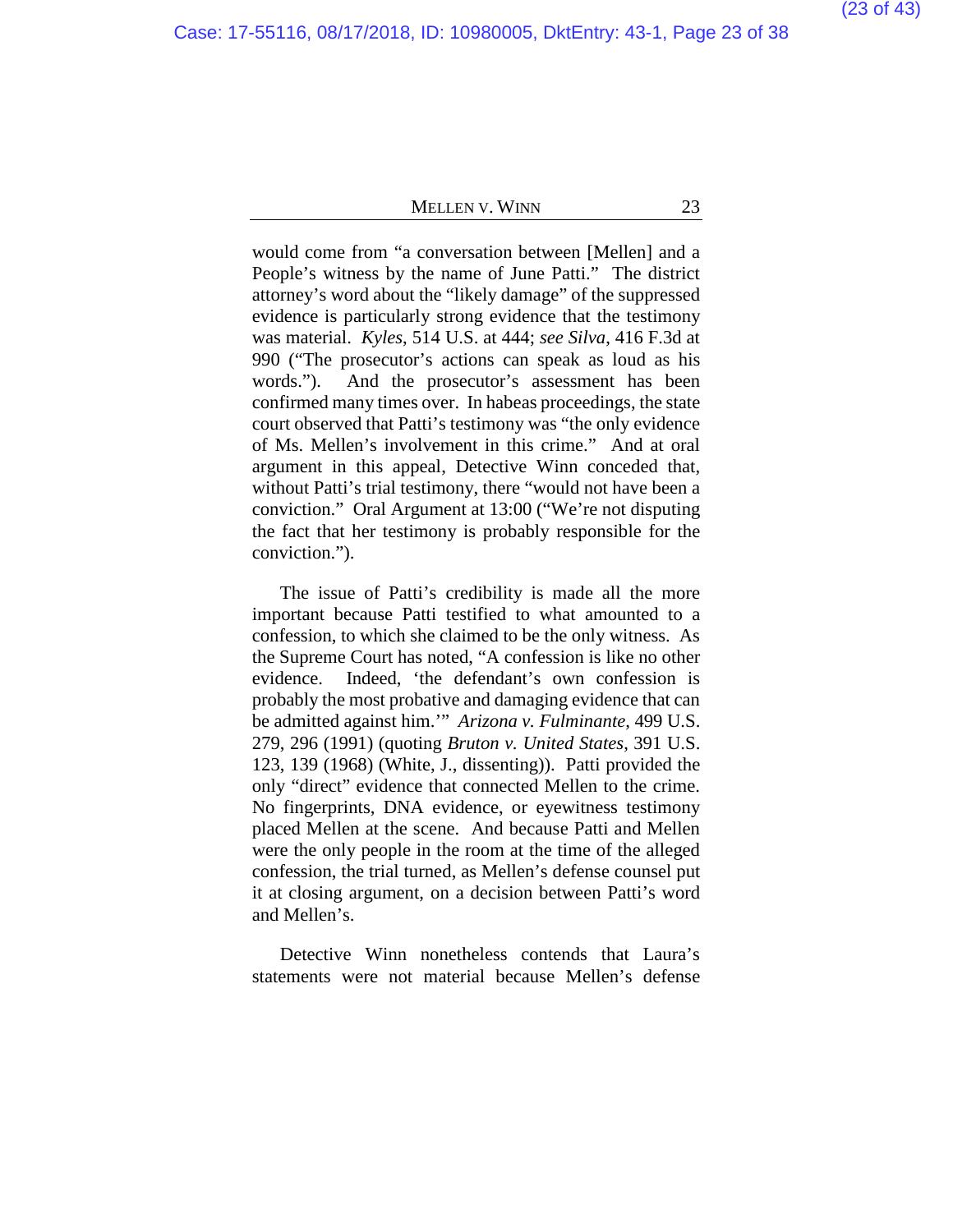would come from "a conversation between [Mellen] and a People's witness by the name of June Patti." The district attorney's word about the "likely damage" of the suppressed evidence is particularly strong evidence that the testimony was material. *Kyles*, 514 U.S. at 444; *see Silva*, 416 F.3d at 990 ("The prosecutor's actions can speak as loud as his words."). And the prosecutor's assessment has been confirmed many times over. In habeas proceedings, the state court observed that Patti's testimony was "the only evidence of Ms. Mellen's involvement in this crime." And at oral argument in this appeal, Detective Winn conceded that, without Patti's trial testimony, there "would not have been a conviction." Oral Argument at 13:00 ("We're not disputing the fact that her testimony is probably responsible for the conviction.").

The issue of Patti's credibility is made all the more important because Patti testified to what amounted to a confession, to which she claimed to be the only witness. As the Supreme Court has noted, "A confession is like no other evidence. Indeed, 'the defendant's own confession is probably the most probative and damaging evidence that can be admitted against him.'" *Arizona v. Fulminante*, 499 U.S. 279, 296 (1991) (quoting *Bruton v. United States*, 391 U.S. 123, 139 (1968) (White, J., dissenting)). Patti provided the only "direct" evidence that connected Mellen to the crime. No fingerprints, DNA evidence, or eyewitness testimony placed Mellen at the scene. And because Patti and Mellen were the only people in the room at the time of the alleged confession, the trial turned, as Mellen's defense counsel put it at closing argument, on a decision between Patti's word and Mellen's.

Detective Winn nonetheless contends that Laura's statements were not material because Mellen's defense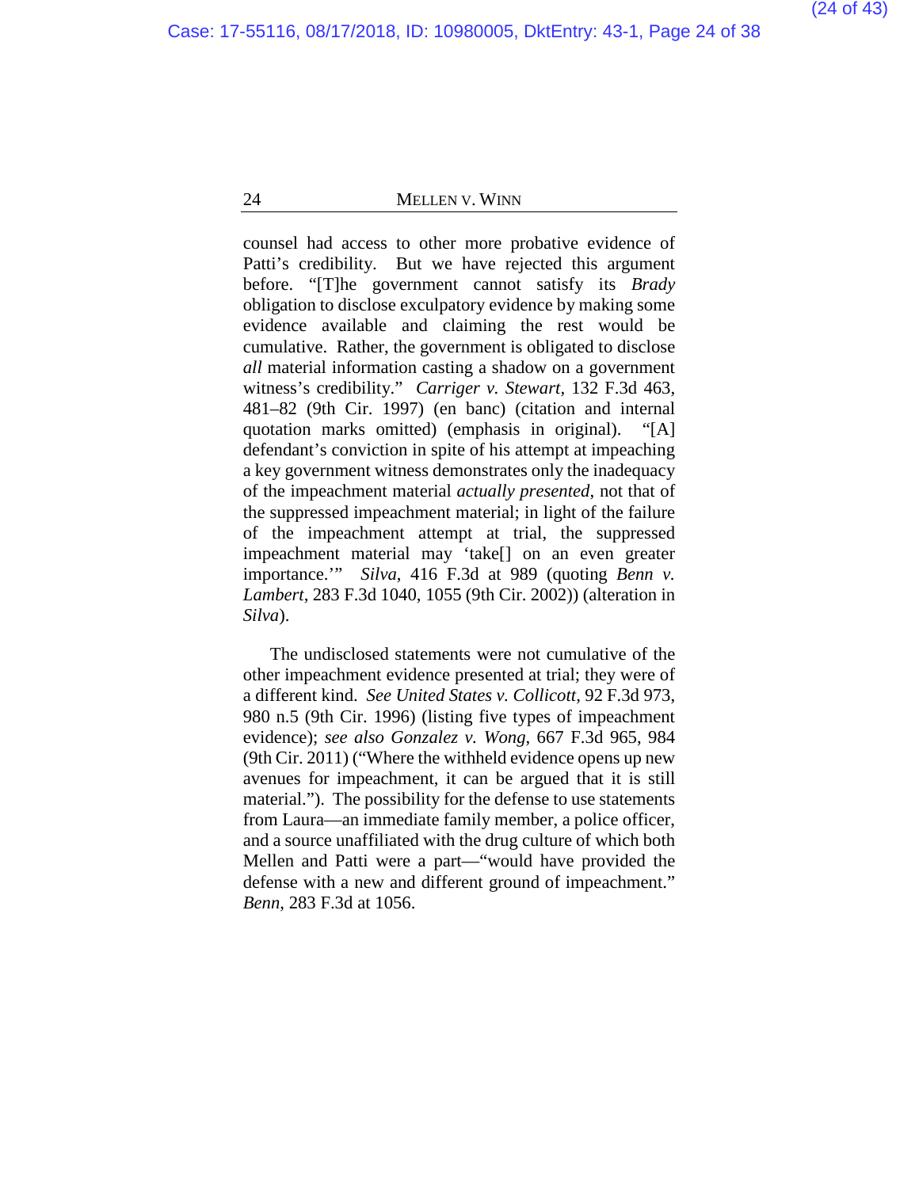counsel had access to other more probative evidence of Patti's credibility. But we have rejected this argument before. "[T]he government cannot satisfy its *Brady* obligation to disclose exculpatory evidence by making some evidence available and claiming the rest would be cumulative. Rather, the government is obligated to disclose *all* material information casting a shadow on a government witness's credibility." *Carriger v. Stewart*, 132 F.3d 463, 481–82 (9th Cir. 1997) (en banc) (citation and internal quotation marks omitted) (emphasis in original). "[A] defendant's conviction in spite of his attempt at impeaching a key government witness demonstrates only the inadequacy of the impeachment material *actually presented*, not that of the suppressed impeachment material; in light of the failure of the impeachment attempt at trial, the suppressed impeachment material may 'take[] on an even greater importance.'" *Silva*, 416 F.3d at 989 (quoting *Benn v. Lambert*, 283 F.3d 1040, 1055 (9th Cir. 2002)) (alteration in *Silva*).

The undisclosed statements were not cumulative of the other impeachment evidence presented at trial; they were of a different kind. *See United States v. Collicott*, 92 F.3d 973, 980 n.5 (9th Cir. 1996) (listing five types of impeachment evidence); *see also Gonzalez v. Wong*, 667 F.3d 965, 984 (9th Cir. 2011) ("Where the withheld evidence opens up new avenues for impeachment, it can be argued that it is still material."). The possibility for the defense to use statements from Laura—an immediate family member, a police officer, and a source unaffiliated with the drug culture of which both Mellen and Patti were a part—"would have provided the defense with a new and different ground of impeachment." *Benn*, 283 F.3d at 1056.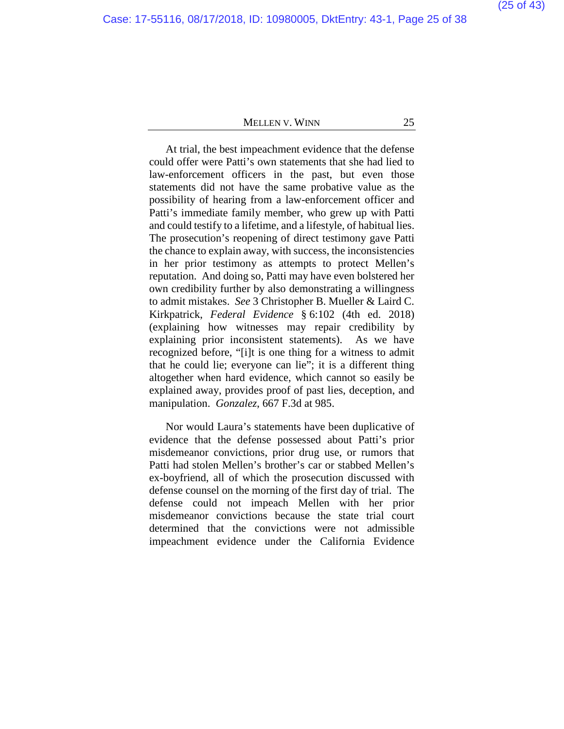At trial, the best impeachment evidence that the defense could offer were Patti's own statements that she had lied to law-enforcement officers in the past, but even those statements did not have the same probative value as the possibility of hearing from a law-enforcement officer and Patti's immediate family member, who grew up with Patti and could testify to a lifetime, and a lifestyle, of habitual lies. The prosecution's reopening of direct testimony gave Patti the chance to explain away, with success, the inconsistencies in her prior testimony as attempts to protect Mellen's reputation. And doing so, Patti may have even bolstered her own credibility further by also demonstrating a willingness to admit mistakes. *See* 3 Christopher B. Mueller & Laird C. Kirkpatrick, *Federal Evidence* § 6:102 (4th ed. 2018) (explaining how witnesses may repair credibility by explaining prior inconsistent statements). As we have recognized before, "[i]t is one thing for a witness to admit that he could lie; everyone can lie"; it is a different thing altogether when hard evidence, which cannot so easily be explained away, provides proof of past lies, deception, and manipulation. *Gonzalez*, 667 F.3d at 985.

Nor would Laura's statements have been duplicative of evidence that the defense possessed about Patti's prior misdemeanor convictions, prior drug use, or rumors that Patti had stolen Mellen's brother's car or stabbed Mellen's ex-boyfriend, all of which the prosecution discussed with defense counsel on the morning of the first day of trial. The defense could not impeach Mellen with her prior misdemeanor convictions because the state trial court determined that the convictions were not admissible impeachment evidence under the California Evidence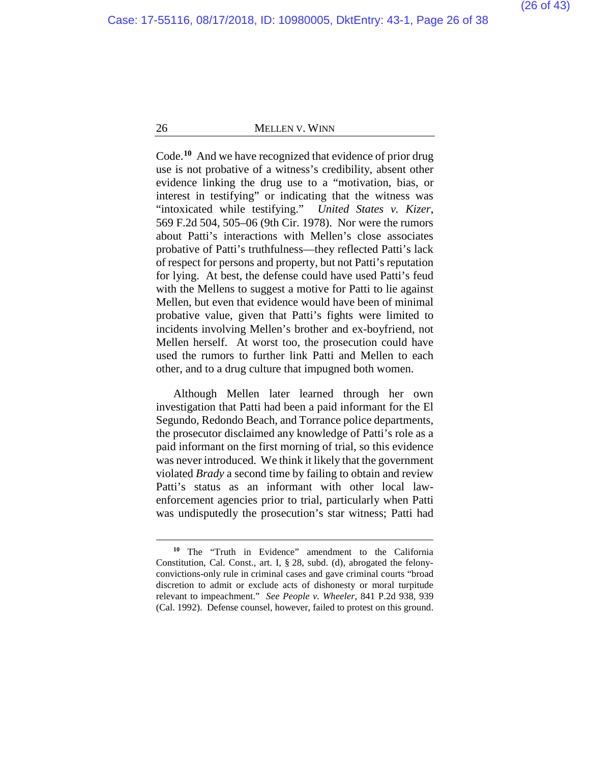Code.[10] And we have recognized that evidence of prior drug use is not probative of a witness's credibility, absent other evidence linking the drug use to a "motivation, bias, or interest in testifying" or indicating that the witness was "intoxicated while testifying." *United States v. Kizer*, 569 F.2d 504, 505–06 (9th Cir. 1978). Nor were the rumors about Patti's interactions with Mellen's close associates probative of Patti's truthfulness—they reflected Patti's lack of respect for persons and property, but not Patti's reputation for lying. At best, the defense could have used Patti's feud with the Mellens to suggest a motive for Patti to lie against Mellen, but even that evidence would have been of minimal probative value, given that Patti's fights were limited to incidents involving Mellen's brother and ex-boyfriend, not Mellen herself. At worst too, the prosecution could have used the rumors to further link Patti and Mellen to each other, and to a drug culture that impugned both women.

Although Mellen later learned through her own investigation that Patti had been a paid informant for the El Segundo, Redondo Beach, and Torrance police departments, the prosecutor disclaimed any knowledge of Patti's role as a paid informant on the first morning of trial, so this evidence was never introduced. We think it likely that the government violated *Brady* a second time by failing to obtain and review Patti's status as an informant with other local law-enforcement agencies prior to trial, particularly when Patti was undisputedly the prosecution's star witness; Patti had

---

[10] The "Truth in Evidence" amendment to the California Constitution, Cal. Const., art. I, § 28, subd. (d), abrogated the felony-convictions-only rule in criminal cases and gave criminal courts "broad discretion to admit or exclude acts of dishonesty or moral turpitude relevant to impeachment." *See People v. Wheeler*, 841 P.2d 938, 939 (Cal. 1992). Defense counsel, however, failed to protest on this ground.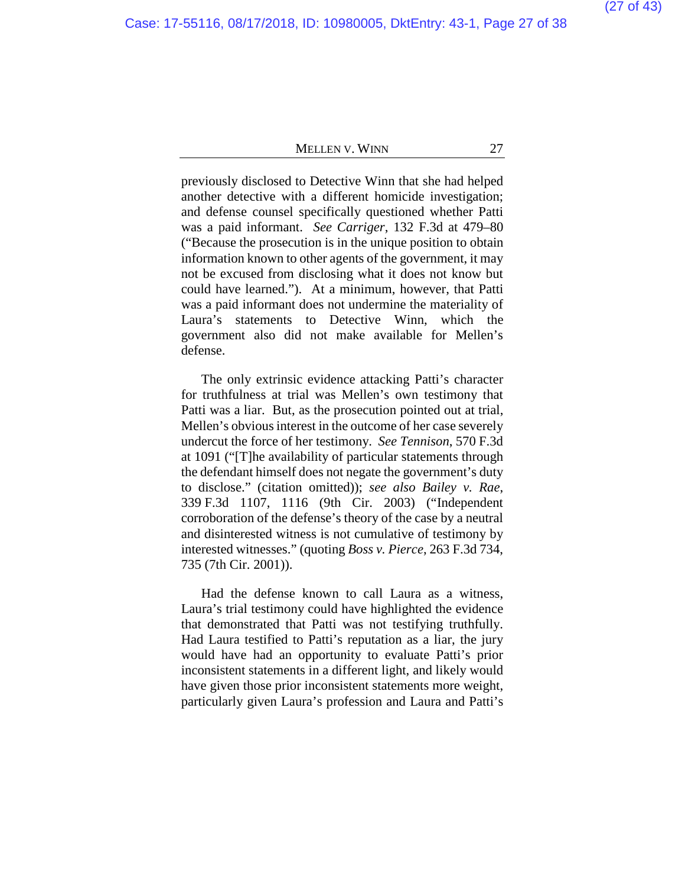previously disclosed to Detective Winn that she had helped another detective with a different homicide investigation; and defense counsel specifically questioned whether Patti was a paid informant. *See Carriger*, 132 F.3d at 479–80 ("Because the prosecution is in the unique position to obtain information known to other agents of the government, it may not be excused from disclosing what it does not know but could have learned."). At a minimum, however, that Patti was a paid informant does not undermine the materiality of Laura's statements to Detective Winn, which the government also did not make available for Mellen's defense.

The only extrinsic evidence attacking Patti's character for truthfulness at trial was Mellen's own testimony that Patti was a liar. But, as the prosecution pointed out at trial, Mellen's obvious interest in the outcome of her case severely undercut the force of her testimony. *See Tennison*, 570 F.3d at 1091 ("[T]he availability of particular statements through the defendant himself does not negate the government's duty to disclose." (citation omitted)); *see also Bailey v. Rae*, 339 F.3d 1107, 1116 (9th Cir. 2003) ("Independent corroboration of the defense's theory of the case by a neutral and disinterested witness is not cumulative of testimony by interested witnesses." (quoting *Boss v. Pierce*, 263 F.3d 734, 735 (7th Cir. 2001)).

Had the defense known to call Laura as a witness, Laura's trial testimony could have highlighted the evidence that demonstrated that Patti was not testifying truthfully. Had Laura testified to Patti's reputation as a liar, the jury would have had an opportunity to evaluate Patti's prior inconsistent statements in a different light, and likely would have given those prior inconsistent statements more weight, particularly given Laura's profession and Laura and Patti's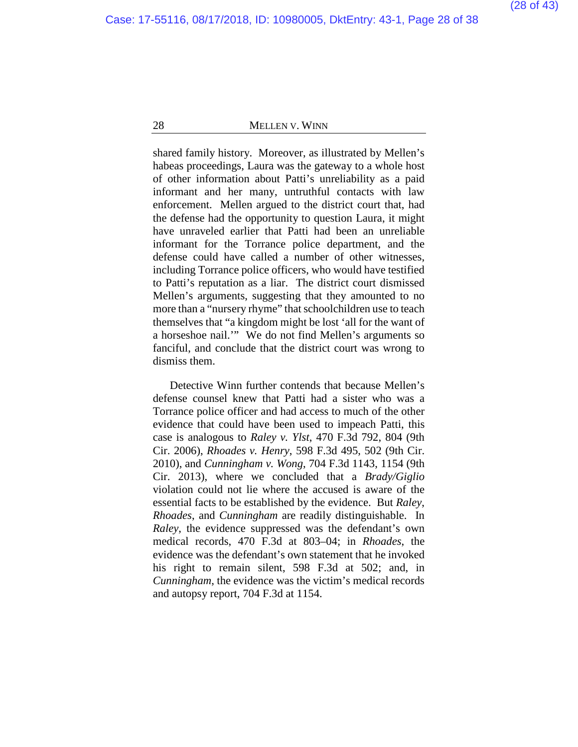shared family history. Moreover, as illustrated by Mellen's habeas proceedings, Laura was the gateway to a whole host of other information about Patti's unreliability as a paid informant and her many, untruthful contacts with law enforcement. Mellen argued to the district court that, had the defense had the opportunity to question Laura, it might have unraveled earlier that Patti had been an unreliable informant for the Torrance police department, and the defense could have called a number of other witnesses, including Torrance police officers, who would have testified to Patti's reputation as a liar. The district court dismissed Mellen's arguments, suggesting that they amounted to no more than a "nursery rhyme" that schoolchildren use to teach themselves that "a kingdom might be lost 'all for the want of a horseshoe nail.'" We do not find Mellen's arguments so fanciful, and conclude that the district court was wrong to dismiss them.

Detective Winn further contends that because Mellen's defense counsel knew that Patti had a sister who was a Torrance police officer and had access to much of the other evidence that could have been used to impeach Patti, this case is analogous to *Raley v. Ylst*, 470 F.3d 792, 804 (9th Cir. 2006), *Rhoades v. Henry*, 598 F.3d 495, 502 (9th Cir. 2010), and *Cunningham v. Wong*, 704 F.3d 1143, 1154 (9th Cir. 2013), where we concluded that a *Brady/Giglio* violation could not lie where the accused is aware of the essential facts to be established by the evidence. But *Raley*, *Rhoades*, and *Cunningham* are readily distinguishable. In *Raley*, the evidence suppressed was the defendant's own medical records, 470 F.3d at 803–04; in *Rhoades*, the evidence was the defendant's own statement that he invoked his right to remain silent, 598 F.3d at 502; and, in *Cunningham*, the evidence was the victim's medical records and autopsy report, 704 F.3d at 1154.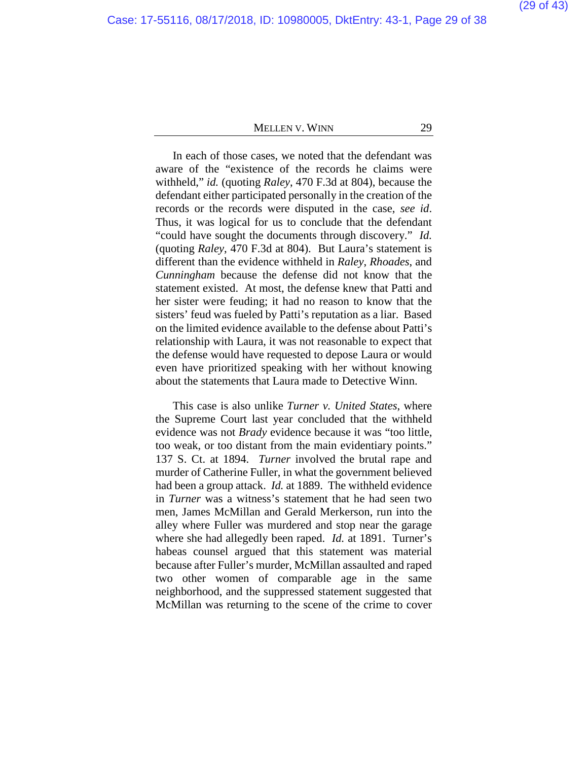In each of those cases, we noted that the defendant was aware of the "existence of the records he claims were withheld," *id.* (quoting *Raley*, 470 F.3d at 804), because the defendant either participated personally in the creation of the records or the records were disputed in the case, *see id*. Thus, it was logical for us to conclude that the defendant "could have sought the documents through discovery." *Id.* (quoting *Raley*, 470 F.3d at 804). But Laura's statement is different than the evidence withheld in *Raley*, *Rhoades*, and *Cunningham* because the defense did not know that the statement existed. At most, the defense knew that Patti and her sister were feuding; it had no reason to know that the sisters' feud was fueled by Patti's reputation as a liar. Based on the limited evidence available to the defense about Patti's relationship with Laura, it was not reasonable to expect that the defense would have requested to depose Laura or would even have prioritized speaking with her without knowing about the statements that Laura made to Detective Winn.

This case is also unlike *Turner v. United States*, where the Supreme Court last year concluded that the withheld evidence was not *Brady* evidence because it was "too little, too weak, or too distant from the main evidentiary points." 137 S. Ct. at 1894. *Turner* involved the brutal rape and murder of Catherine Fuller, in what the government believed had been a group attack. *Id.* at 1889. The withheld evidence in *Turner* was a witness's statement that he had seen two men, James McMillan and Gerald Merkerson, run into the alley where Fuller was murdered and stop near the garage where she had allegedly been raped. *Id.* at 1891. Turner's habeas counsel argued that this statement was material because after Fuller's murder, McMillan assaulted and raped two other women of comparable age in the same neighborhood, and the suppressed statement suggested that McMillan was returning to the scene of the crime to cover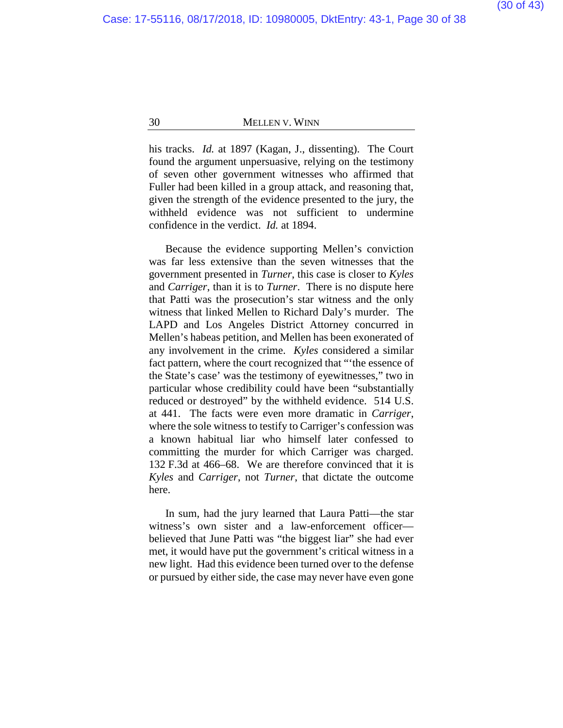his tracks. *Id.* at 1897 (Kagan, J., dissenting). The Court found the argument unpersuasive, relying on the testimony of seven other government witnesses who affirmed that Fuller had been killed in a group attack, and reasoning that, given the strength of the evidence presented to the jury, the withheld evidence was not sufficient to undermine confidence in the verdict. *Id.* at 1894.

Because the evidence supporting Mellen's conviction was far less extensive than the seven witnesses that the government presented in *Turner*, this case is closer to *Kyles* and *Carriger*, than it is to *Turner*. There is no dispute here that Patti was the prosecution's star witness and the only witness that linked Mellen to Richard Daly's murder. The LAPD and Los Angeles District Attorney concurred in Mellen's habeas petition, and Mellen has been exonerated of any involvement in the crime. *Kyles* considered a similar fact pattern, where the court recognized that "'the essence of the State's case' was the testimony of eyewitnesses," two in particular whose credibility could have been "substantially reduced or destroyed" by the withheld evidence. 514 U.S. at 441. The facts were even more dramatic in *Carriger*, where the sole witness to testify to Carriger's confession was a known habitual liar who himself later confessed to committing the murder for which Carriger was charged. 132 F.3d at 466–68. We are therefore convinced that it is *Kyles* and *Carriger*, not *Turner*, that dictate the outcome here.

In sum, had the jury learned that Laura Patti—the star witness's own sister and a law-enforcement officer—believed that June Patti was "the biggest liar" she had ever met, it would have put the government's critical witness in a new light. Had this evidence been turned over to the defense or pursued by either side, the case may never have even gone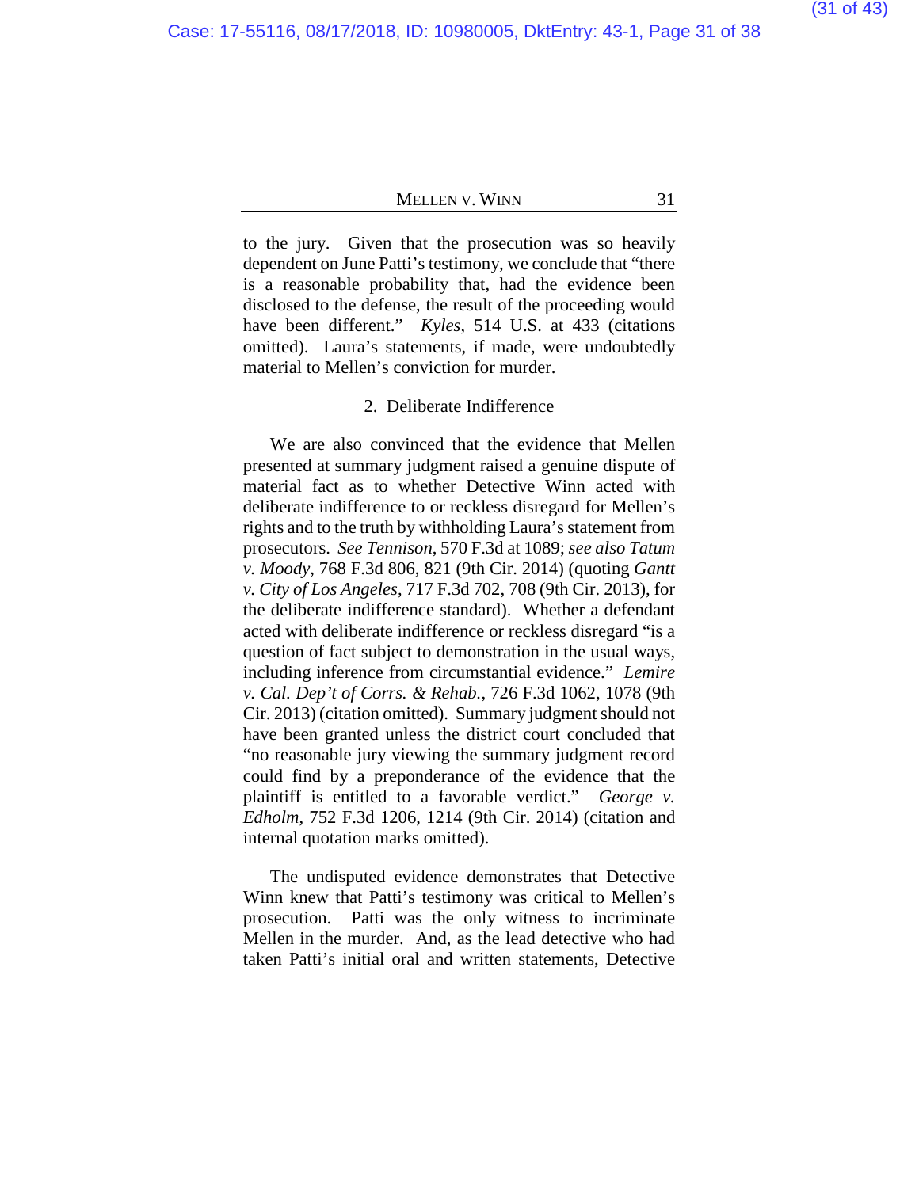to the jury. Given that the prosecution was so heavily dependent on June Patti's testimony, we conclude that "there is a reasonable probability that, had the evidence been disclosed to the defense, the result of the proceeding would have been different." *Kyles*, 514 U.S. at 433 (citations omitted). Laura's statements, if made, were undoubtedly material to Mellen's conviction for murder.

### 2. Deliberate Indifference

We are also convinced that the evidence that Mellen presented at summary judgment raised a genuine dispute of material fact as to whether Detective Winn acted with deliberate indifference to or reckless disregard for Mellen's rights and to the truth by withholding Laura's statement from prosecutors. *See Tennison*, 570 F.3d at 1089; *see also Tatum v. Moody*, 768 F.3d 806, 821 (9th Cir. 2014) (quoting *Gantt v. City of Los Angeles*, 717 F.3d 702, 708 (9th Cir. 2013), for the deliberate indifference standard). Whether a defendant acted with deliberate indifference or reckless disregard "is a question of fact subject to demonstration in the usual ways, including inference from circumstantial evidence." *Lemire v. Cal. Dep't of Corrs. & Rehab.*, 726 F.3d 1062, 1078 (9th Cir. 2013) (citation omitted). Summary judgment should not have been granted unless the district court concluded that "no reasonable jury viewing the summary judgment record could find by a preponderance of the evidence that the plaintiff is entitled to a favorable verdict." *George v. Edholm*, 752 F.3d 1206, 1214 (9th Cir. 2014) (citation and internal quotation marks omitted).

The undisputed evidence demonstrates that Detective Winn knew that Patti's testimony was critical to Mellen's prosecution. Patti was the only witness to incriminate Mellen in the murder. And, as the lead detective who had taken Patti's initial oral and written statements, Detective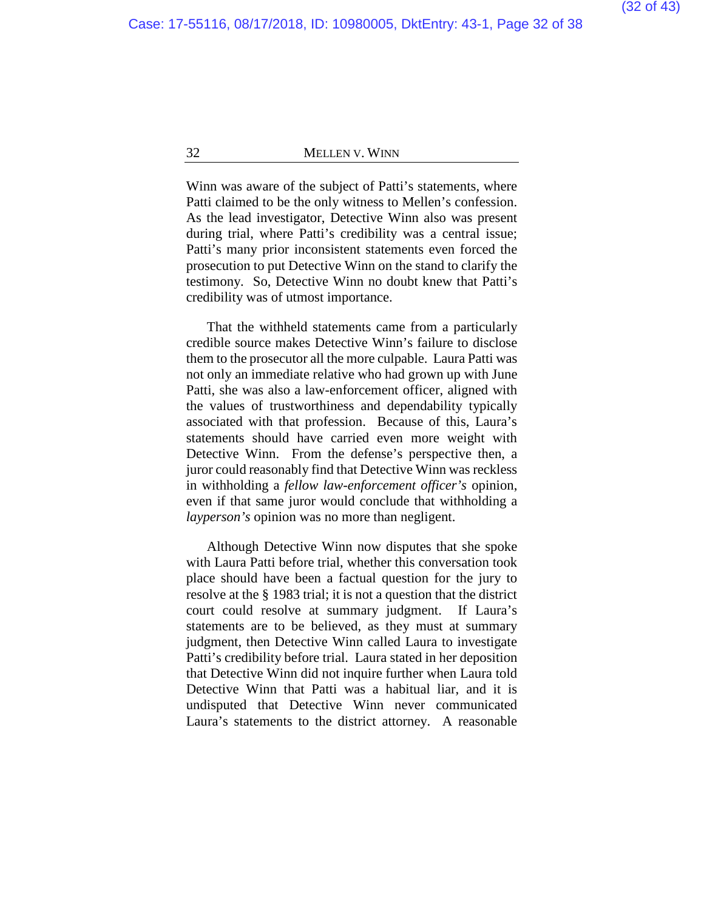Winn was aware of the subject of Patti's statements, where Patti claimed to be the only witness to Mellen's confession. As the lead investigator, Detective Winn also was present during trial, where Patti's credibility was a central issue; Patti's many prior inconsistent statements even forced the prosecution to put Detective Winn on the stand to clarify the testimony. So, Detective Winn no doubt knew that Patti's credibility was of utmost importance.

That the withheld statements came from a particularly credible source makes Detective Winn's failure to disclose them to the prosecutor all the more culpable. Laura Patti was not only an immediate relative who had grown up with June Patti, she was also a law-enforcement officer, aligned with the values of trustworthiness and dependability typically associated with that profession. Because of this, Laura's statements should have carried even more weight with Detective Winn. From the defense's perspective then, a juror could reasonably find that Detective Winn was reckless in withholding a *fellow law-enforcement officer's* opinion, even if that same juror would conclude that withholding a *layperson's* opinion was no more than negligent.

Although Detective Winn now disputes that she spoke with Laura Patti before trial, whether this conversation took place should have been a factual question for the jury to resolve at the § 1983 trial; it is not a question that the district court could resolve at summary judgment. If Laura's statements are to be believed, as they must at summary judgment, then Detective Winn called Laura to investigate Patti's credibility before trial. Laura stated in her deposition that Detective Winn did not inquire further when Laura told Detective Winn that Patti was a habitual liar, and it is undisputed that Detective Winn never communicated Laura's statements to the district attorney. A reasonable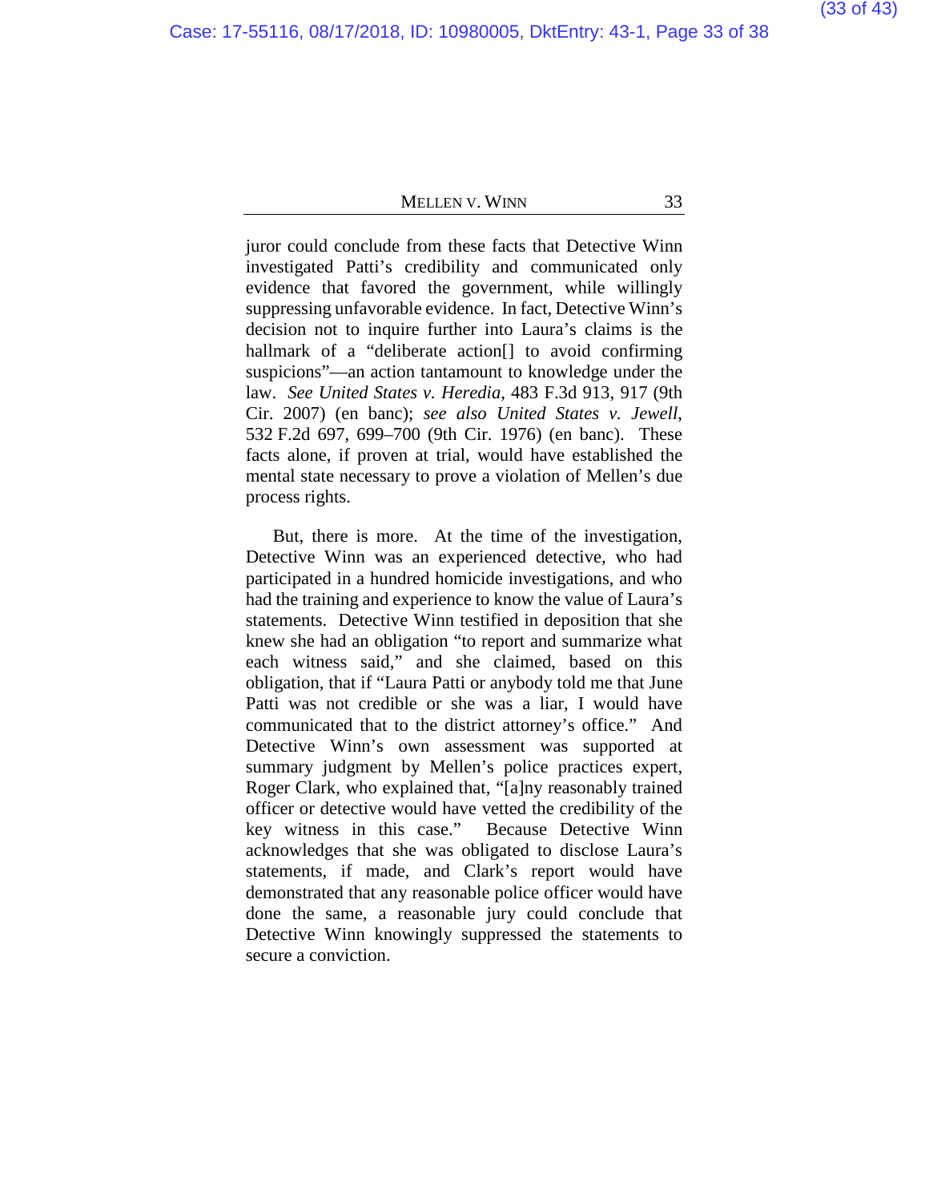juror could conclude from these facts that Detective Winn investigated Patti's credibility and communicated only evidence that favored the government, while willingly suppressing unfavorable evidence. In fact, Detective Winn's decision not to inquire further into Laura's claims is the hallmark of a "deliberate action[] to avoid confirming suspicions"—an action tantamount to knowledge under the law. *See United States v. Heredia*, 483 F.3d 913, 917 (9th Cir. 2007) (en banc); *see also United States v. Jewell*, 532 F.2d 697, 699–700 (9th Cir. 1976) (en banc). These facts alone, if proven at trial, would have established the mental state necessary to prove a violation of Mellen's due process rights.

But, there is more. At the time of the investigation, Detective Winn was an experienced detective, who had participated in a hundred homicide investigations, and who had the training and experience to know the value of Laura's statements. Detective Winn testified in deposition that she knew she had an obligation "to report and summarize what each witness said," and she claimed, based on this obligation, that if "Laura Patti or anybody told me that June Patti was not credible or she was a liar, I would have communicated that to the district attorney's office." And Detective Winn's own assessment was supported at summary judgment by Mellen's police practices expert, Roger Clark, who explained that, "[a]ny reasonably trained officer or detective would have vetted the credibility of the key witness in this case." Because Detective Winn acknowledges that she was obligated to disclose Laura's statements, if made, and Clark's report would have demonstrated that any reasonable police officer would have done the same, a reasonable jury could conclude that Detective Winn knowingly suppressed the statements to secure a conviction.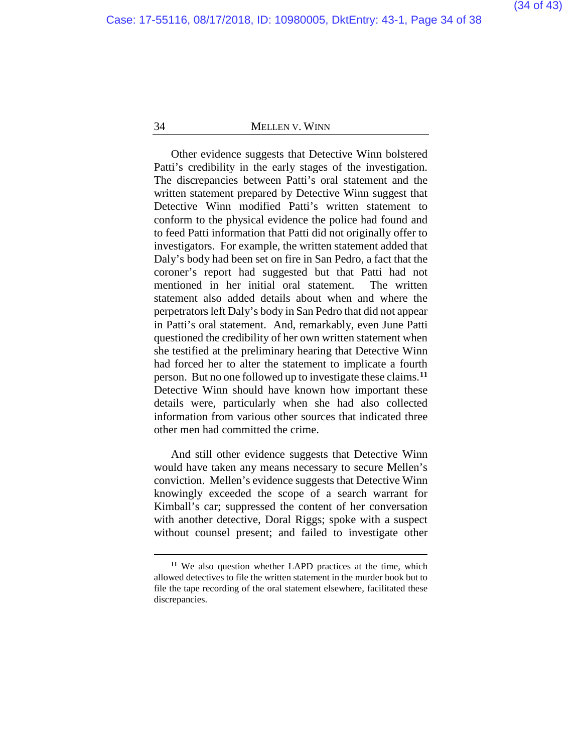Other evidence suggests that Detective Winn bolstered Patti's credibility in the early stages of the investigation. The discrepancies between Patti's oral statement and the written statement prepared by Detective Winn suggest that Detective Winn modified Patti's written statement to conform to the physical evidence the police had found and to feed Patti information that Patti did not originally offer to investigators. For example, the written statement added that Daly's body had been set on fire in San Pedro, a fact that the coroner's report had suggested but that Patti had not mentioned in her initial oral statement. The written statement also added details about when and where the perpetrators left Daly's body in San Pedro that did not appear in Patti's oral statement. And, remarkably, even June Patti questioned the credibility of her own written statement when she testified at the preliminary hearing that Detective Winn had forced her to alter the statement to implicate a fourth person. But no one followed up to investigate these claims.[11] Detective Winn should have known how important these details were, particularly when she had also collected information from various other sources that indicated three other men had committed the crime.

And still other evidence suggests that Detective Winn would have taken any means necessary to secure Mellen's conviction. Mellen's evidence suggests that Detective Winn knowingly exceeded the scope of a search warrant for Kimball's car; suppressed the content of her conversation with another detective, Doral Riggs; spoke with a suspect without counsel present; and failed to investigate other

---

[11] We also question whether LAPD practices at the time, which allowed detectives to file the written statement in the murder book but to file the tape recording of the oral statement elsewhere, facilitated these discrepancies.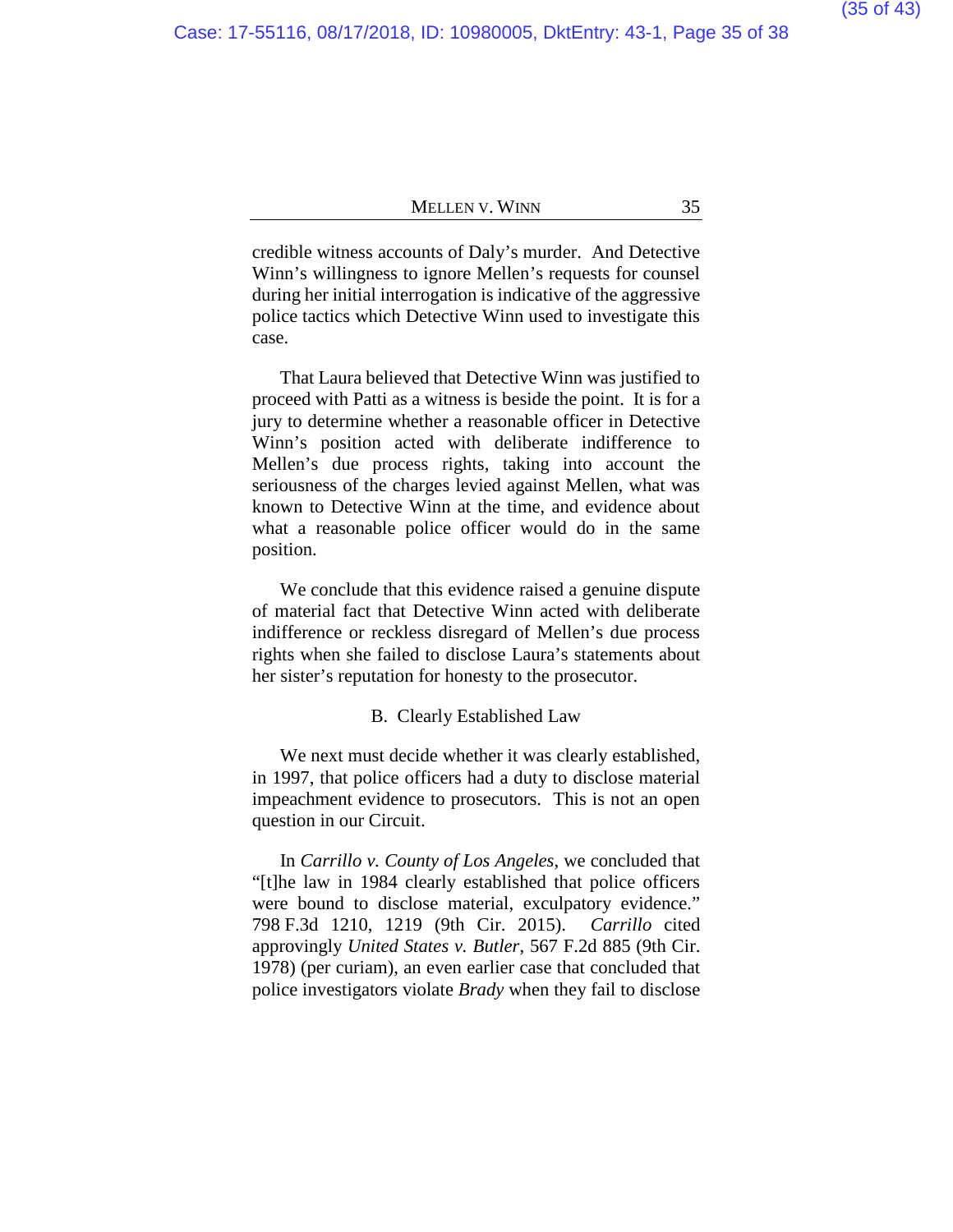credible witness accounts of Daly's murder. And Detective Winn's willingness to ignore Mellen's requests for counsel during her initial interrogation is indicative of the aggressive police tactics which Detective Winn used to investigate this case.

That Laura believed that Detective Winn was justified to proceed with Patti as a witness is beside the point. It is for a jury to determine whether a reasonable officer in Detective Winn's position acted with deliberate indifference to Mellen's due process rights, taking into account the seriousness of the charges levied against Mellen, what was known to Detective Winn at the time, and evidence about what a reasonable police officer would do in the same position.

We conclude that this evidence raised a genuine dispute of material fact that Detective Winn acted with deliberate indifference or reckless disregard of Mellen's due process rights when she failed to disclose Laura's statements about her sister's reputation for honesty to the prosecutor.

### B. Clearly Established Law

We next must decide whether it was clearly established, in 1997, that police officers had a duty to disclose material impeachment evidence to prosecutors. This is not an open question in our Circuit.

In *Carrillo v. County of Los Angeles*, we concluded that "[t]he law in 1984 clearly established that police officers were bound to disclose material, exculpatory evidence." 798 F.3d 1210, 1219 (9th Cir. 2015). *Carrillo* cited approvingly *United States v. Butler*, 567 F.2d 885 (9th Cir. 1978) (per curiam), an even earlier case that concluded that police investigators violate *Brady* when they fail to disclose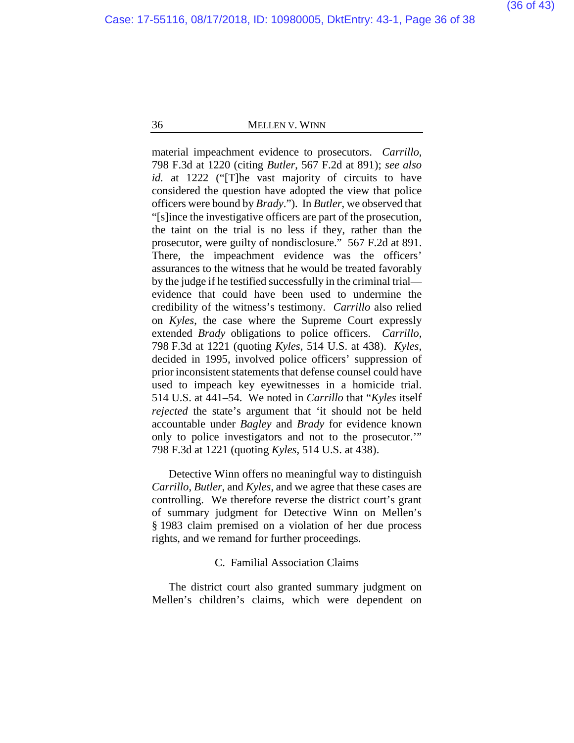material impeachment evidence to prosecutors. *Carrillo*, 798 F.3d at 1220 (citing *Butler*, 567 F.2d at 891); *see also id.* at 1222 ("[T]he vast majority of circuits to have considered the question have adopted the view that police officers were bound by *Brady*."). In *Butler*, we observed that "[s]ince the investigative officers are part of the prosecution, the taint on the trial is no less if they, rather than the prosecutor, were guilty of nondisclosure." 567 F.2d at 891. There, the impeachment evidence was the officers' assurances to the witness that he would be treated favorably by the judge if he testified successfully in the criminal trial—evidence that could have been used to undermine the credibility of the witness's testimony. *Carrillo* also relied on *Kyles*, the case where the Supreme Court expressly extended *Brady* obligations to police officers. *Carrillo*, 798 F.3d at 1221 (quoting *Kyles*, 514 U.S. at 438). *Kyles*, decided in 1995, involved police officers' suppression of prior inconsistent statements that defense counsel could have used to impeach key eyewitnesses in a homicide trial. 514 U.S. at 441–54. We noted in *Carrillo* that "*Kyles* itself *rejected* the state's argument that 'it should not be held accountable under *Bagley* and *Brady* for evidence known only to police investigators and not to the prosecutor.'" 798 F.3d at 1221 (quoting *Kyles*, 514 U.S. at 438).

Detective Winn offers no meaningful way to distinguish *Carrillo*, *Butler*, and *Kyles*, and we agree that these cases are controlling. We therefore reverse the district court's grant of summary judgment for Detective Winn on Mellen's § 1983 claim premised on a violation of her due process rights, and we remand for further proceedings.

### C. Familial Association Claims

The district court also granted summary judgment on Mellen's children's claims, which were dependent on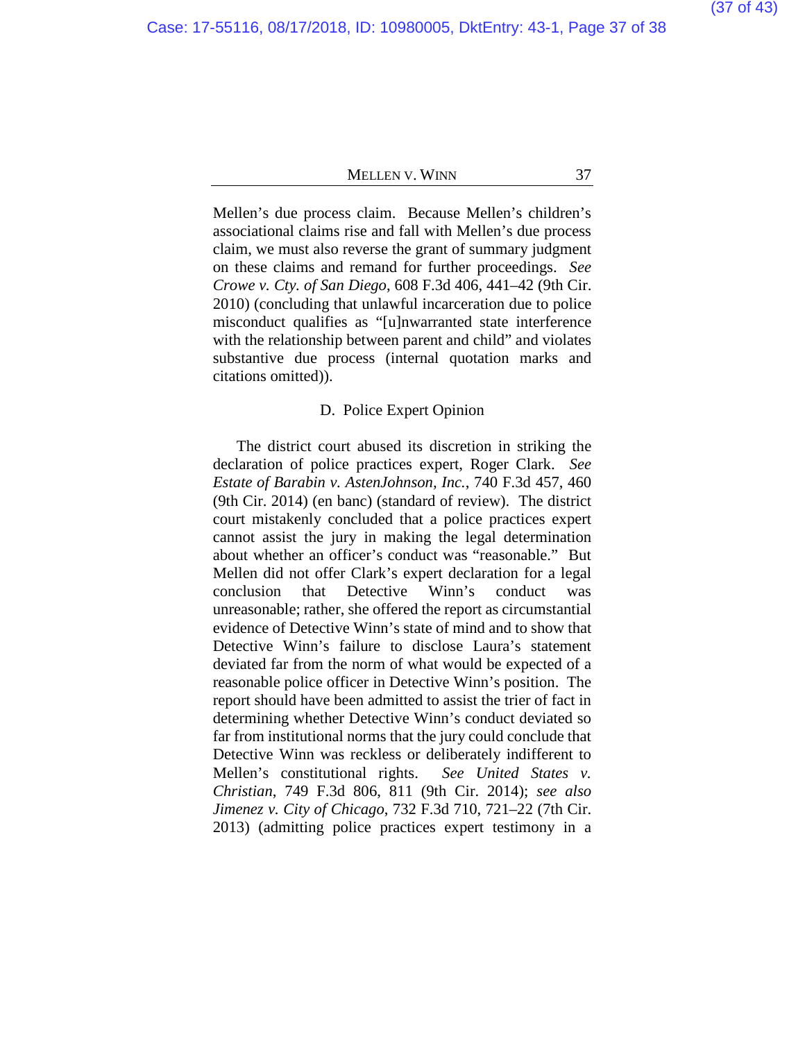Mellen's due process claim. Because Mellen's children's associational claims rise and fall with Mellen's due process claim, we must also reverse the grant of summary judgment on these claims and remand for further proceedings. *See Crowe v. Cty. of San Diego*, 608 F.3d 406, 441–42 (9th Cir. 2010) (concluding that unlawful incarceration due to police misconduct qualifies as "[u]nwarranted state interference with the relationship between parent and child" and violates substantive due process (internal quotation marks and citations omitted)).

### D. Police Expert Opinion

The district court abused its discretion in striking the declaration of police practices expert, Roger Clark. *See Estate of Barabin v. AstenJohnson, Inc.*, 740 F.3d 457, 460 (9th Cir. 2014) (en banc) (standard of review). The district court mistakenly concluded that a police practices expert cannot assist the jury in making the legal determination about whether an officer's conduct was "reasonable." But Mellen did not offer Clark's expert declaration for a legal conclusion that Detective Winn's conduct was unreasonable; rather, she offered the report as circumstantial evidence of Detective Winn's state of mind and to show that Detective Winn's failure to disclose Laura's statement deviated far from the norm of what would be expected of a reasonable police officer in Detective Winn's position. The report should have been admitted to assist the trier of fact in determining whether Detective Winn's conduct deviated so far from institutional norms that the jury could conclude that Detective Winn was reckless or deliberately indifferent to Mellen's constitutional rights. *See United States v. Christian*, 749 F.3d 806, 811 (9th Cir. 2014); *see also Jimenez v. City of Chicago*, 732 F.3d 710, 721–22 (7th Cir. 2013) (admitting police practices expert testimony in a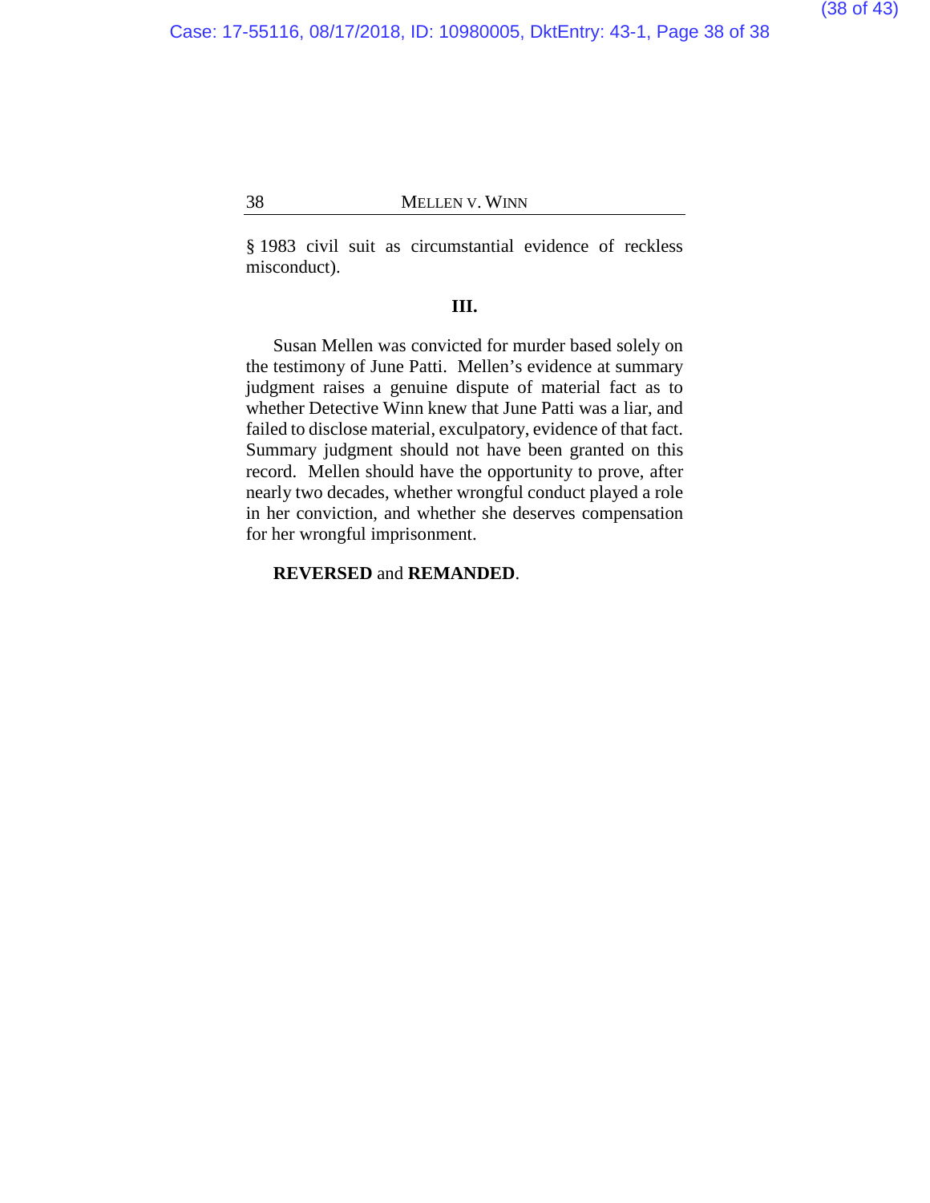§ 1983 civil suit as circumstantial evidence of reckless misconduct).

### III.

Susan Mellen was convicted for murder based solely on the testimony of June Patti. Mellen's evidence at summary judgment raises a genuine dispute of material fact as to whether Detective Winn knew that June Patti was a liar, and failed to disclose material, exculpatory, evidence of that fact. Summary judgment should not have been granted on this record. Mellen should have the opportunity to prove, after nearly two decades, whether wrongful conduct played a role in her conviction, and whether she deserves compensation for her wrongful imprisonment.

**REVERSED** and **REMANDED**.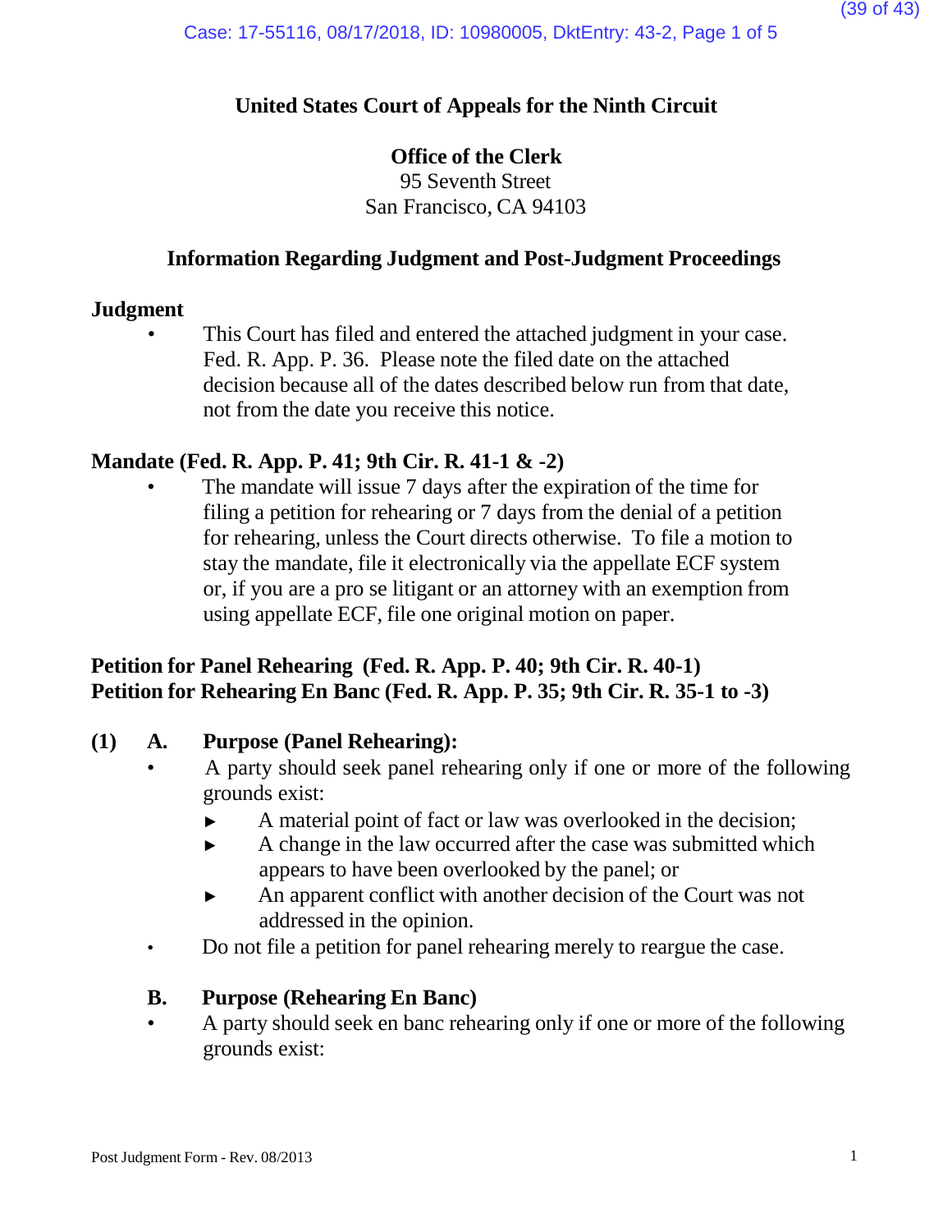## United States Court of Appeals for the Ninth Circuit

**Office of the Clerk**
95 Seventh Street
San Francisco, CA 94103

### Information Regarding Judgment and Post-Judgment Proceedings

**Judgment**

- This Court has filed and entered the attached judgment in your case. Fed. R. App. P. 36. Please note the filed date on the attached decision because all of the dates described below run from that date, not from the date you receive this notice.

**Mandate (Fed. R. App. P. 41; 9th Cir. R. 41-1 & -2)**

- The mandate will issue 7 days after the expiration of the time for filing a petition for rehearing or 7 days from the denial of a petition for rehearing, unless the Court directs otherwise. To file a motion to stay the mandate, file it electronically via the appellate ECF system or, if you are a pro se litigant or an attorney with an exemption from using appellate ECF, file one original motion on paper.

**Petition for Panel Rehearing (Fed. R. App. P. 40; 9th Cir. R. 40-1)**
**Petition for Rehearing En Banc (Fed. R. App. P. 35; 9th Cir. R. 35-1 to -3)**

**(1) A. Purpose (Panel Rehearing):**

- A party should seek panel rehearing only if one or more of the following grounds exist:
  - ► A material point of fact or law was overlooked in the decision;
  - ► A change in the law occurred after the case was submitted which appears to have been overlooked by the panel; or
  - ► An apparent conflict with another decision of the Court was not addressed in the opinion.
- Do not file a petition for panel rehearing merely to reargue the case.

**B. Purpose (Rehearing En Banc)**

- A party should seek en banc rehearing only if one or more of the following grounds exist: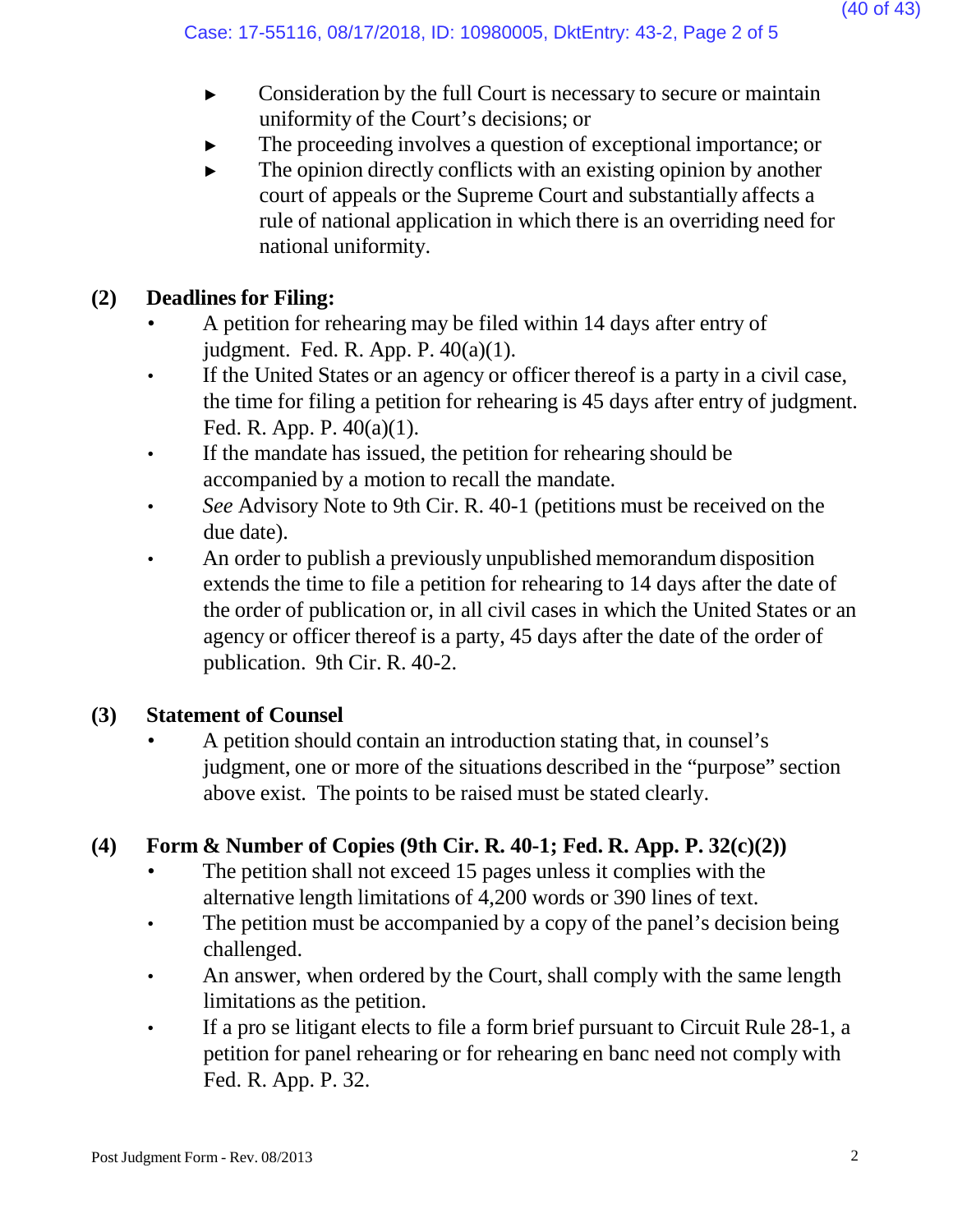- Consideration by the full Court is necessary to secure or maintain uniformity of the Court's decisions; or
- The proceeding involves a question of exceptional importance; or
- The opinion directly conflicts with an existing opinion by another court of appeals or the Supreme Court and substantially affects a rule of national application in which there is an overriding need for national uniformity.

### (2) Deadlines for Filing:

- A petition for rehearing may be filed within 14 days after entry of judgment. Fed. R. App. P. 40(a)(1).
- If the United States or an agency or officer thereof is a party in a civil case, the time for filing a petition for rehearing is 45 days after entry of judgment. Fed. R. App. P. 40(a)(1).
- If the mandate has issued, the petition for rehearing should be accompanied by a motion to recall the mandate.
- *See* Advisory Note to 9th Cir. R. 40-1 (petitions must be received on the due date).
- An order to publish a previously unpublished memorandum disposition extends the time to file a petition for rehearing to 14 days after the date of the order of publication or, in all civil cases in which the United States or an agency or officer thereof is a party, 45 days after the date of the order of publication. 9th Cir. R. 40-2.

### (3) Statement of Counsel

- A petition should contain an introduction stating that, in counsel's judgment, one or more of the situations described in the "purpose" section above exist. The points to be raised must be stated clearly.

### (4) Form & Number of Copies (9th Cir. R. 40-1; Fed. R. App. P. 32(c)(2))

- The petition shall not exceed 15 pages unless it complies with the alternative length limitations of 4,200 words or 390 lines of text.
- The petition must be accompanied by a copy of the panel's decision being challenged.
- An answer, when ordered by the Court, shall comply with the same length limitations as the petition.
- If a pro se litigant elects to file a form brief pursuant to Circuit Rule 28-1, a petition for panel rehearing or for rehearing en banc need not comply with Fed. R. App. P. 32.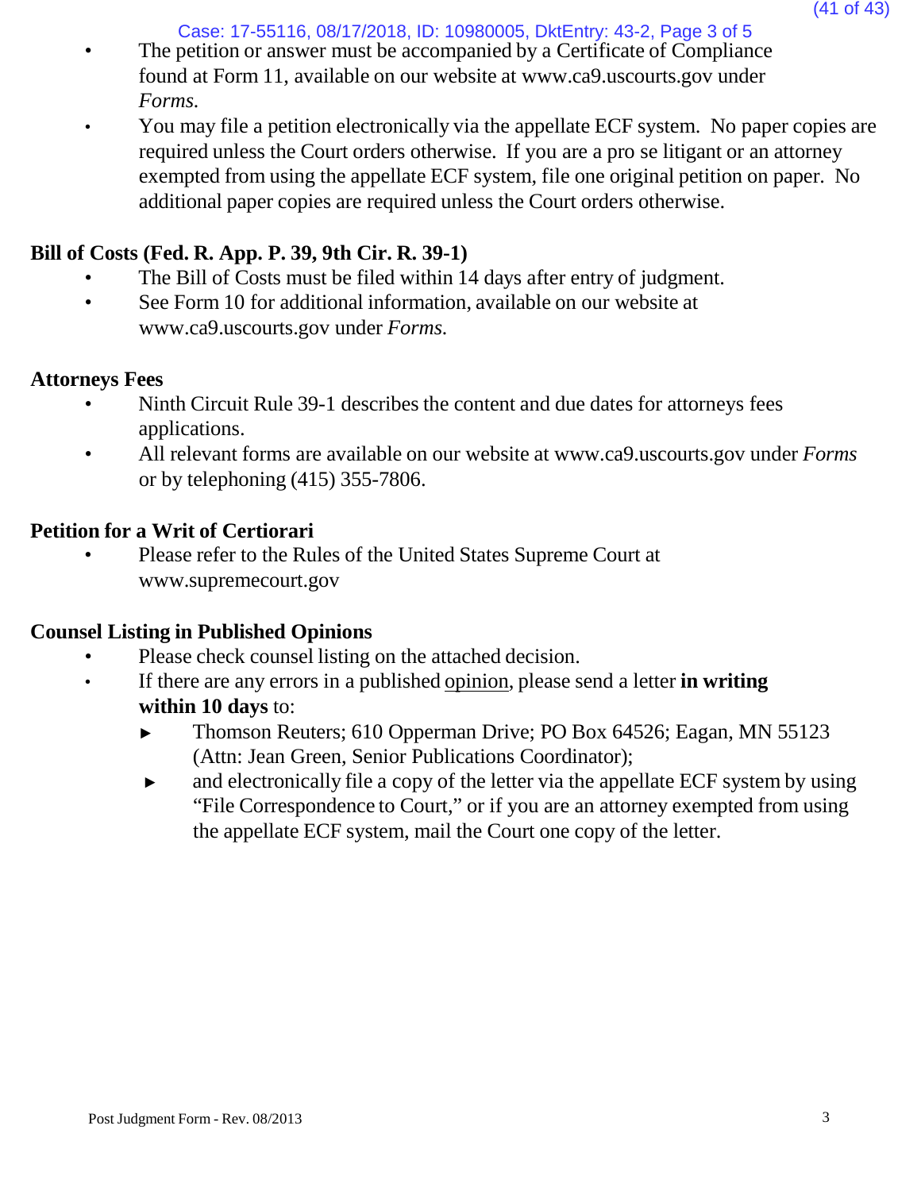- The petition or answer must be accompanied by a Certificate of Compliance found at Form 11, available on our website at www.ca9.uscourts.gov under *Forms*.
- You may file a petition electronically via the appellate ECF system. No paper copies are required unless the Court orders otherwise. If you are a pro se litigant or an attorney exempted from using the appellate ECF system, file one original petition on paper. No additional paper copies are required unless the Court orders otherwise.

**Bill of Costs (Fed. R. App. P. 39, 9th Cir. R. 39-1)**

- The Bill of Costs must be filed within 14 days after entry of judgment.
- See Form 10 for additional information, available on our website at www.ca9.uscourts.gov under *Forms*.

**Attorneys Fees**

- Ninth Circuit Rule 39-1 describes the content and due dates for attorneys fees applications.
- All relevant forms are available on our website at www.ca9.uscourts.gov under *Forms* or by telephoning (415) 355-7806.

**Petition for a Writ of Certiorari**

- Please refer to the Rules of the United States Supreme Court at www.supremecourt.gov

**Counsel Listing in Published Opinions**

- Please check counsel listing on the attached decision.
- If there are any errors in a published opinion, please send a letter **in writing within 10 days** to:
  - Thomson Reuters; 610 Opperman Drive; PO Box 64526; Eagan, MN 55123 (Attn: Jean Green, Senior Publications Coordinator);
  - and electronically file a copy of the letter via the appellate ECF system by using "File Correspondence to Court," or if you are an attorney exempted from using the appellate ECF system, mail the Court one copy of the letter.

Post Judgment Form - Rev. 08/2013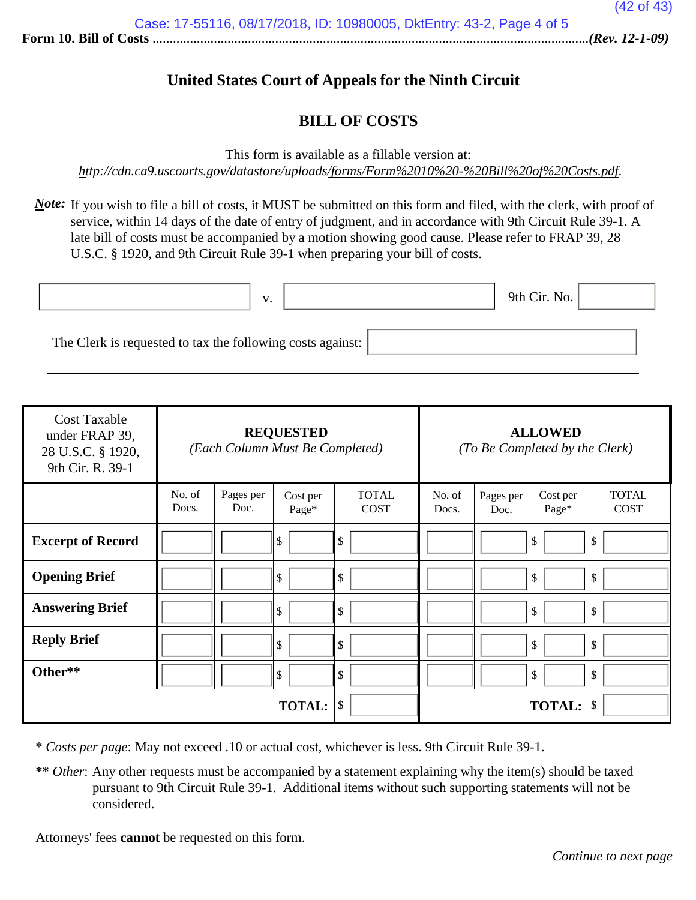**Form 10. Bill of Costs** ................................................................................................................................*(Rev. 12-1-09)*

## United States Court of Appeals for the Ninth Circuit

## BILL OF COSTS

This form is available as a fillable version at:
*http://cdn.ca9.uscourts.gov/datastore/uploads/forms/Form%2010%20-%20Bill%20of%20Costs.pdf.*

***Note:*** If you wish to file a bill of costs, it MUST be submitted on this form and filed, with the clerk, with proof of service, within 14 days of the date of entry of judgment, and in accordance with 9th Circuit Rule 39-1. A late bill of costs must be accompanied by a motion showing good cause. Please refer to FRAP 39, 28 U.S.C. § 1920, and 9th Circuit Rule 39-1 when preparing your bill of costs.

________________ v. ________________ 9th Cir. No. ________

The Clerk is requested to tax the following costs against: ________________

| Cost Taxable under FRAP 39, 28 U.S.C. § 1920, 9th Cir. R. 39-1 | REQUESTED *(Each Column Must Be Completed)* | | | | ALLOWED *(To Be Completed by the Clerk)* | | | |
|---|---|---|---|---|---|---|---|---|
| | No. of Docs. | Pages per Doc. | Cost per Page* | TOTAL COST | No. of Docs. | Pages per Doc. | Cost per Page* | TOTAL COST |
| **Excerpt of Record** | | | $ | $ | | | $ | $ |
| **Opening Brief** | | | $ | $ | | | $ | $ |
| **Answering Brief** | | | $ | $ | | | $ | $ |
| **Reply Brief** | | | $ | $ | | | $ | $ |
| **Other**** | | | $ | $ | | | $ | $ |
| | | | **TOTAL:** | $ | | | **TOTAL:** | $ |

* *Costs per page*: May not exceed .10 or actual cost, whichever is less. 9th Circuit Rule 39-1.

**** *Other*: Any other requests must be accompanied by a statement explaining why the item(s) should be taxed pursuant to 9th Circuit Rule 39-1. Additional items without such supporting statements will not be considered.

Attorneys' fees **cannot** be requested on this form.

*Continue to next page*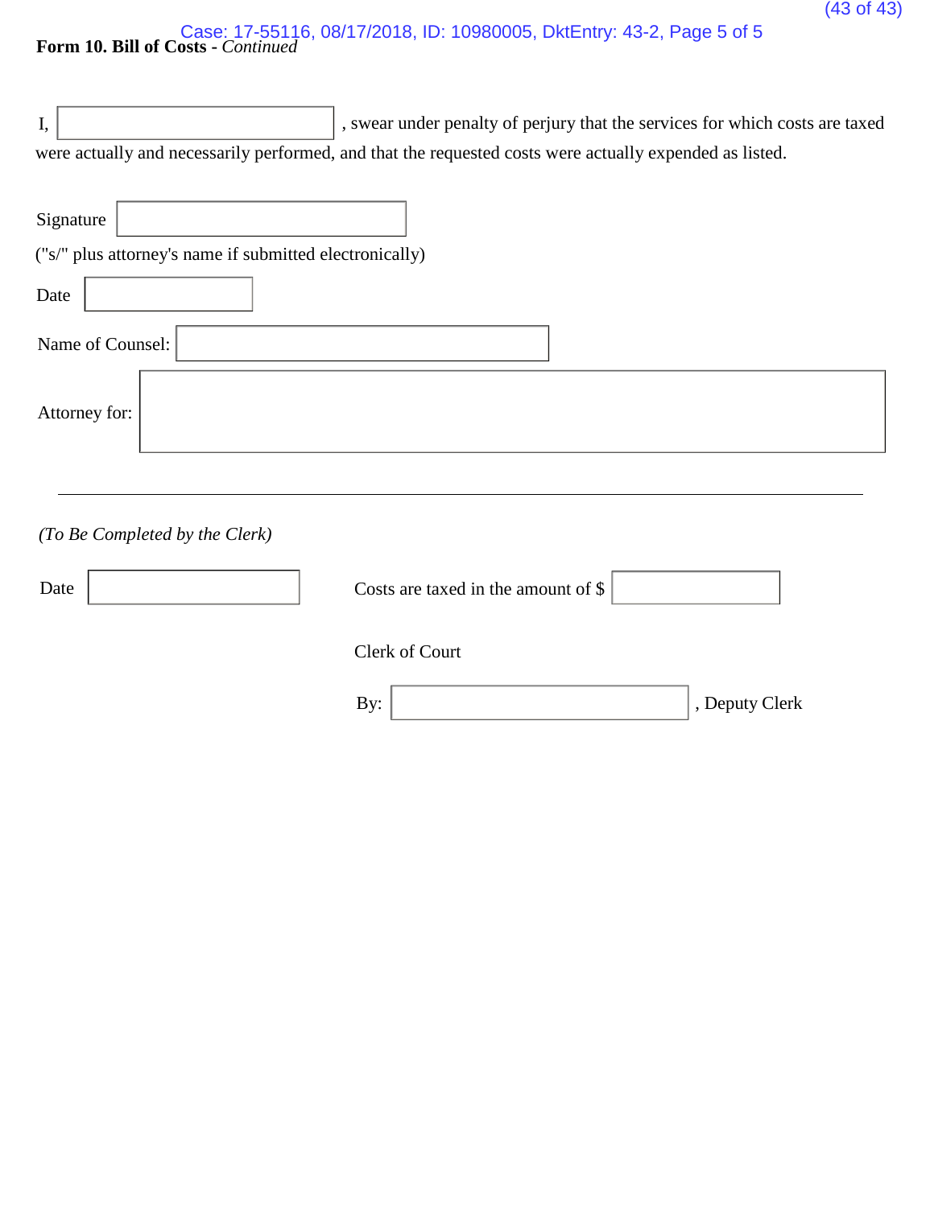**Form 10. Bill of Costs** - *Continued*

I, \_\_\_\_\_\_\_\_\_\_\_\_\_\_\_\_, swear under penalty of perjury that the services for which costs are taxed were actually and necessarily performed, and that the requested costs were actually expended as listed.

Signature \_\_\_\_\_\_\_\_\_\_\_\_\_\_\_\_

("s/" plus attorney's name if submitted electronically)

Date \_\_\_\_\_\_\_\_\_\_\_\_\_\_\_\_

Name of Counsel: \_\_\_\_\_\_\_\_\_\_\_\_\_\_\_\_

Attorney for: \_\_\_\_\_\_\_\_\_\_\_\_\_\_\_\_

---

*(To Be Completed by the Clerk)*

Date \_\_\_\_\_\_\_\_\_\_\_\_\_\_\_\_

Costs are taxed in the amount of $ \_\_\_\_\_\_\_\_\_\_\_\_\_\_\_\_

Clerk of Court

By: \_\_\_\_\_\_\_\_\_\_\_\_\_\_\_\_, Deputy Clerk